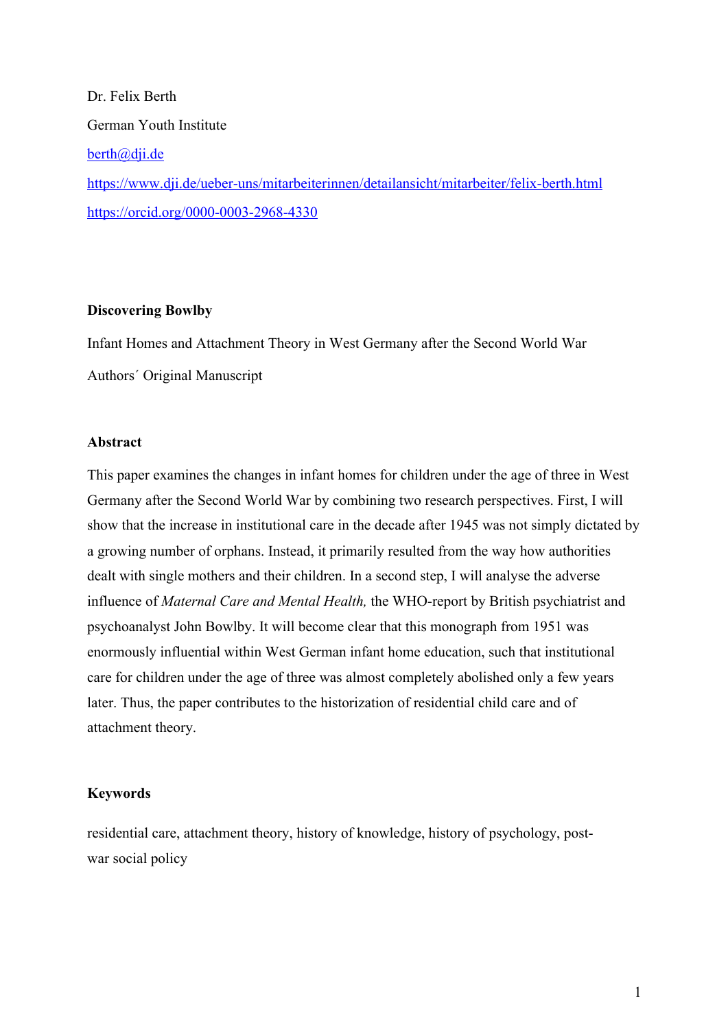Dr. Felix Berth

German Youth Institute

berth@dji.de

https://www.dji.de/ueber-uns/mitarbeiterinnen/detailansicht/mitarbeiter/felix-berth.html

https://orcid.org/0000-0003-2968-4330

# Discovering Bowlby

Infant Homes and Attachment Theory in West Germany after the Second World War

Authors´ Original Manuscript

## Abstract

This paper examines the changes in infant homes for children under the age of three in West Germany after the Second World War by combining two research perspectives. First, I will show that the increase in institutional care in the decade after 1945 was not simply dictated by a growing number of orphans. Instead, it primarily resulted from the way how authorities dealt with single mothers and their children. In a second step, I will analyse the adverse influence of *Maternal Care and Mental Health,* the WHO-report by British psychiatrist and psychoanalyst John Bowlby. It will become clear that this monograph from 1951 was enormously influential within West German infant home education, such that institutional care for children under the age of three was almost completely abolished only a few years later. Thus, the paper contributes to the historization of residential child care and of attachment theory.

## Keywords

residential care, attachment theory, history of knowledge, history of psychology, post-war social policy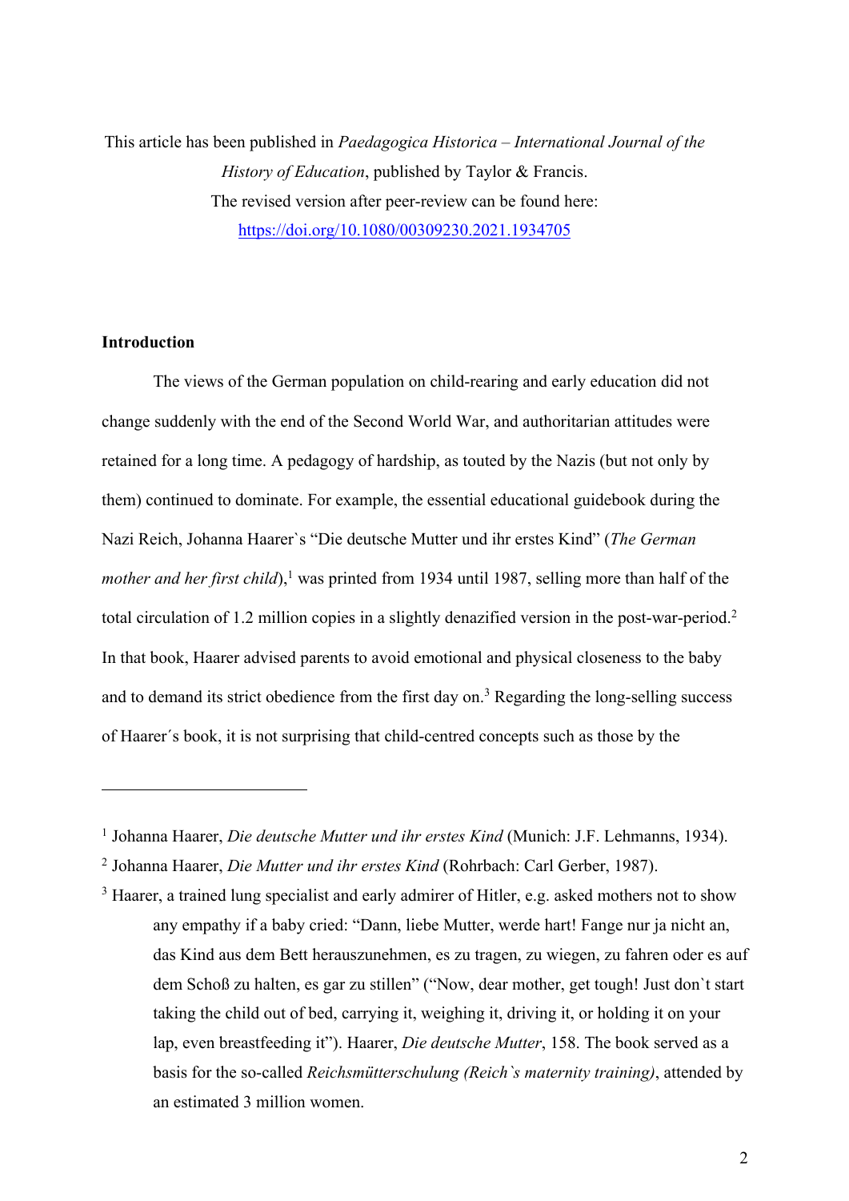This article has been published in *Paedagogica Historica – International Journal of the History of Education*, published by Taylor & Francis.
The revised version after peer-review can be found here:
https://doi.org/10.1080/00309230.2021.1934705

## Introduction

The views of the German population on child-rearing and early education did not change suddenly with the end of the Second World War, and authoritarian attitudes were retained for a long time. A pedagogy of hardship, as touted by the Nazis (but not only by them) continued to dominate. For example, the essential educational guidebook during the Nazi Reich, Johanna Haarer`s "Die deutsche Mutter und ihr erstes Kind" (*The German mother and her first child*),[1] was printed from 1934 until 1987, selling more than half of the total circulation of 1.2 million copies in a slightly denazified version in the post-war-period.[2] In that book, Haarer advised parents to avoid emotional and physical closeness to the baby and to demand its strict obedience from the first day on.[3] Regarding the long-selling success of Haarer´s book, it is not surprising that child-centred concepts such as those by the

---

[1] Johanna Haarer, *Die deutsche Mutter und ihr erstes Kind* (Munich: J.F. Lehmanns, 1934).

[2] Johanna Haarer, *Die Mutter und ihr erstes Kind* (Rohrbach: Carl Gerber, 1987).

[3] Haarer, a trained lung specialist and early admirer of Hitler, e.g. asked mothers not to show any empathy if a baby cried: "Dann, liebe Mutter, werde hart! Fange nur ja nicht an, das Kind aus dem Bett herauszunehmen, es zu tragen, zu wiegen, zu fahren oder es auf dem Schoß zu halten, es gar zu stillen" ("Now, dear mother, get tough! Just don`t start taking the child out of bed, carrying it, weighing it, driving it, or holding it on your lap, even breastfeeding it"). Haarer, *Die deutsche Mutter*, 158. The book served as a basis for the so-called *Reichsmütterschulung (Reich`s maternity training)*, attended by an estimated 3 million women.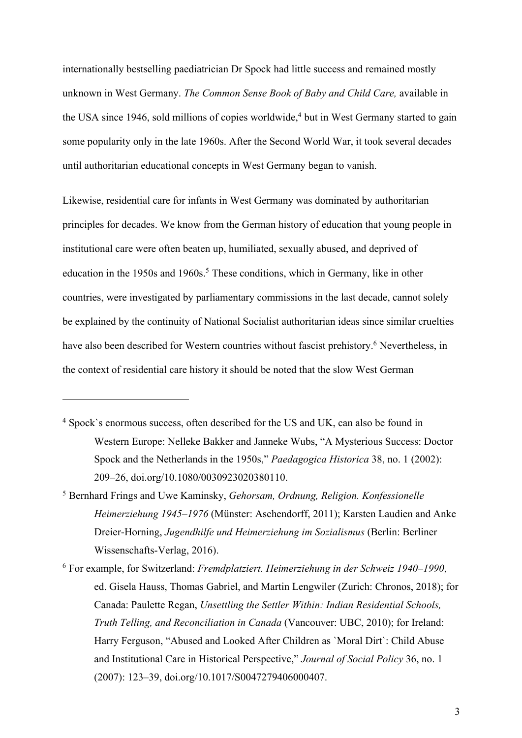internationally bestselling paediatrician Dr Spock had little success and remained mostly unknown in West Germany. *The Common Sense Book of Baby and Child Care,* available in the USA since 1946, sold millions of copies worldwide,[4] but in West Germany started to gain some popularity only in the late 1960s. After the Second World War, it took several decades until authoritarian educational concepts in West Germany began to vanish.

Likewise, residential care for infants in West Germany was dominated by authoritarian principles for decades. We know from the German history of education that young people in institutional care were often beaten up, humiliated, sexually abused, and deprived of education in the 1950s and 1960s.[5] These conditions, which in Germany, like in other countries, were investigated by parliamentary commissions in the last decade, cannot solely be explained by the continuity of National Socialist authoritarian ideas since similar cruelties have also been described for Western countries without fascist prehistory.[6] Nevertheless, in the context of residential care history it should be noted that the slow West German

---

[4] Spock`s enormous success, often described for the US and UK, can also be found in Western Europe: Nelleke Bakker and Janneke Wubs, "A Mysterious Success: Doctor Spock and the Netherlands in the 1950s," *Paedagogica Historica* 38, no. 1 (2002): 209–26, doi.org/10.1080/0030923020380110.

[5] Bernhard Frings and Uwe Kaminsky, *Gehorsam, Ordnung, Religion. Konfessionelle Heimerziehung 1945–1976* (Münster: Aschendorff, 2011); Karsten Laudien and Anke Dreier-Horning, *Jugendhilfe und Heimerziehung im Sozialismus* (Berlin: Berliner Wissenschafts-Verlag, 2016).

[6] For example, for Switzerland: *Fremdplatziert. Heimerziehung in der Schweiz 1940–1990*, ed. Gisela Hauss, Thomas Gabriel, and Martin Lengwiler (Zurich: Chronos, 2018); for Canada: Paulette Regan, *Unsettling the Settler Within: Indian Residential Schools, Truth Telling, and Reconciliation in Canada* (Vancouver: UBC, 2010); for Ireland: Harry Ferguson, "Abused and Looked After Children as `Moral Dirt`: Child Abuse and Institutional Care in Historical Perspective," *Journal of Social Policy* 36, no. 1 (2007): 123–39, doi.org/10.1017/S0047279406000407.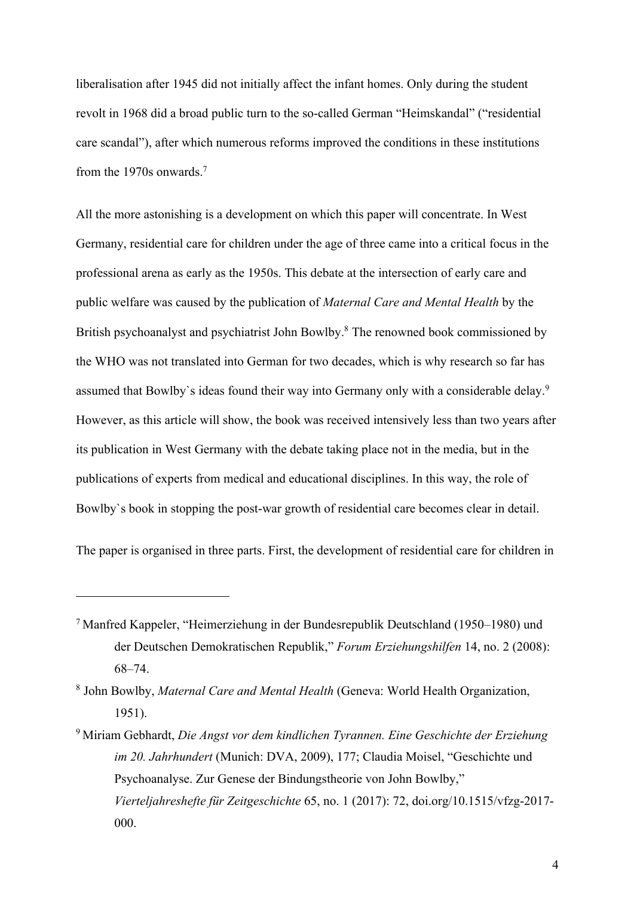liberalisation after 1945 did not initially affect the infant homes. Only during the student revolt in 1968 did a broad public turn to the so-called German "Heimskandal" ("residential care scandal"), after which numerous reforms improved the conditions in these institutions from the 1970s onwards.[7]

All the more astonishing is a development on which this paper will concentrate. In West Germany, residential care for children under the age of three came into a critical focus in the professional arena as early as the 1950s. This debate at the intersection of early care and public welfare was caused by the publication of *Maternal Care and Mental Health* by the British psychoanalyst and psychiatrist John Bowlby.[8] The renowned book commissioned by the WHO was not translated into German for two decades, which is why research so far has assumed that Bowlby`s ideas found their way into Germany only with a considerable delay.[9] However, as this article will show, the book was received intensively less than two years after its publication in West Germany with the debate taking place not in the media, but in the publications of experts from medical and educational disciplines. In this way, the role of Bowlby`s book in stopping the post-war growth of residential care becomes clear in detail.

The paper is organised in three parts. First, the development of residential care for children in

---

[7] Manfred Kappeler, "Heimerziehung in der Bundesrepublik Deutschland (1950–1980) und der Deutschen Demokratischen Republik," *Forum Erziehungshilfen* 14, no. 2 (2008): 68–74.

[8] John Bowlby, *Maternal Care and Mental Health* (Geneva: World Health Organization, 1951).

[9] Miriam Gebhardt, *Die Angst vor dem kindlichen Tyrannen. Eine Geschichte der Erziehung im 20. Jahrhundert* (Munich: DVA, 2009), 177; Claudia Moisel, "Geschichte und Psychoanalyse. Zur Genese der Bindungstheorie von John Bowlby," *Vierteljahreshefte für Zeitgeschichte* 65, no. 1 (2017): 72, doi.org/10.1515/vfzg-2017-000.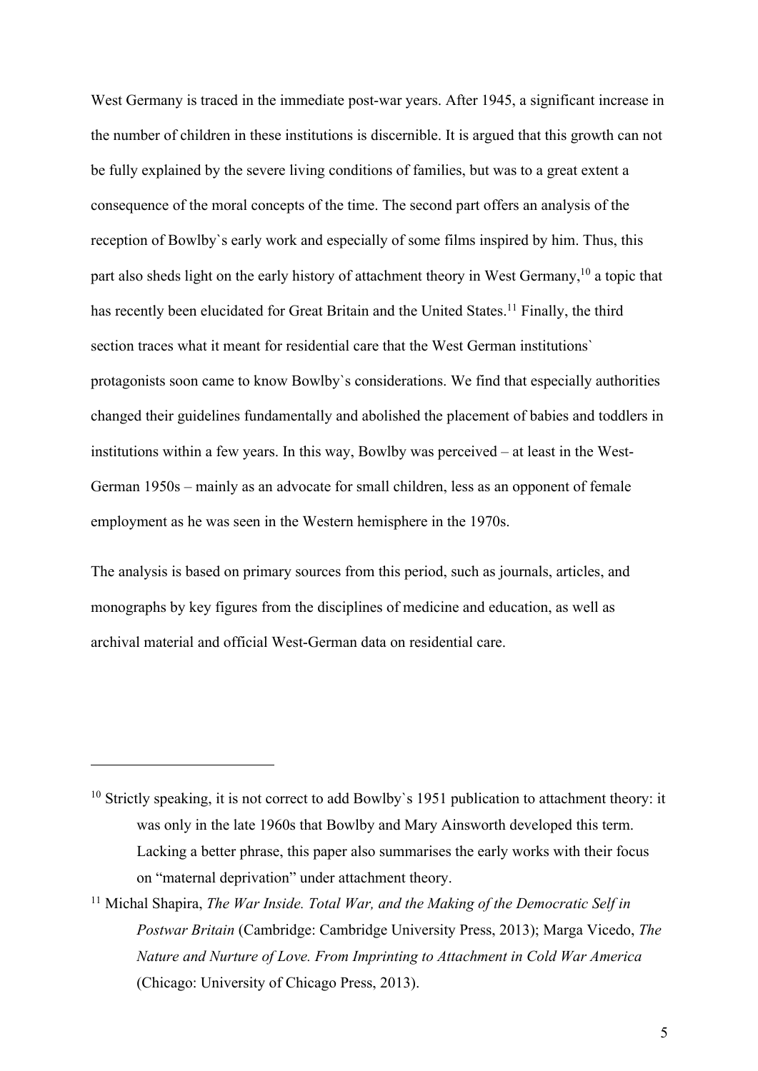West Germany is traced in the immediate post-war years. After 1945, a significant increase in the number of children in these institutions is discernible. It is argued that this growth can not be fully explained by the severe living conditions of families, but was to a great extent a consequence of the moral concepts of the time. The second part offers an analysis of the reception of Bowlby`s early work and especially of some films inspired by him. Thus, this part also sheds light on the early history of attachment theory in West Germany,[10] a topic that has recently been elucidated for Great Britain and the United States.[11] Finally, the third section traces what it meant for residential care that the West German institutions` protagonists soon came to know Bowlby`s considerations. We find that especially authorities changed their guidelines fundamentally and abolished the placement of babies and toddlers in institutions within a few years. In this way, Bowlby was perceived – at least in the West-German 1950s – mainly as an advocate for small children, less as an opponent of female employment as he was seen in the Western hemisphere in the 1970s.

The analysis is based on primary sources from this period, such as journals, articles, and monographs by key figures from the disciplines of medicine and education, as well as archival material and official West-German data on residential care.

---

[10] Strictly speaking, it is not correct to add Bowlby`s 1951 publication to attachment theory: it was only in the late 1960s that Bowlby and Mary Ainsworth developed this term. Lacking a better phrase, this paper also summarises the early works with their focus on "maternal deprivation" under attachment theory.

[11] Michal Shapira, *The War Inside. Total War, and the Making of the Democratic Self in Postwar Britain* (Cambridge: Cambridge University Press, 2013); Marga Vicedo, *The Nature and Nurture of Love. From Imprinting to Attachment in Cold War America* (Chicago: University of Chicago Press, 2013).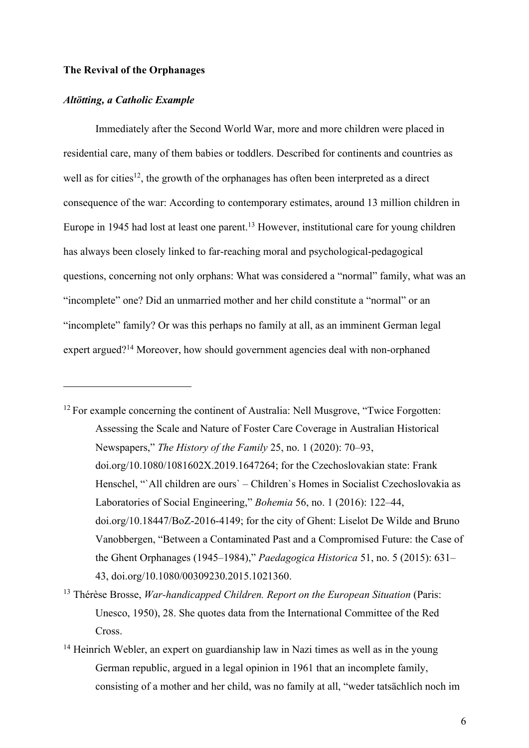## The Revival of the Orphanages

### *Altötting, a Catholic Example*

Immediately after the Second World War, more and more children were placed in residential care, many of them babies or toddlers. Described for continents and countries as well as for cities[12], the growth of the orphanages has often been interpreted as a direct consequence of the war: According to contemporary estimates, around 13 million children in Europe in 1945 had lost at least one parent.[13] However, institutional care for young children has always been closely linked to far-reaching moral and psychological-pedagogical questions, concerning not only orphans: What was considered a "normal" family, what was an "incomplete" one? Did an unmarried mother and her child constitute a "normal" or an "incomplete" family? Or was this perhaps no family at all, as an imminent German legal expert argued?[14] Moreover, how should government agencies deal with non-orphaned

---

[12] For example concerning the continent of Australia: Nell Musgrove, "Twice Forgotten: Assessing the Scale and Nature of Foster Care Coverage in Australian Historical Newspapers," *The History of the Family* 25, no. 1 (2020): 70–93, doi.org/10.1080/1081602X.2019.1647264; for the Czechoslovakian state: Frank Henschel, "`All children are ours` – Children`s Homes in Socialist Czechoslovakia as Laboratories of Social Engineering," *Bohemia* 56, no. 1 (2016): 122–44, doi.org/10.18447/BoZ-2016-4149; for the city of Ghent: Liselot De Wilde and Bruno Vanobbergen, "Between a Contaminated Past and a Compromised Future: the Case of the Ghent Orphanages (1945–1984)," *Paedagogica Historica* 51, no. 5 (2015): 631–43, doi.org/10.1080/00309230.2015.1021360.

[13] Thérèse Brosse, *War-handicapped Children. Report on the European Situation* (Paris: Unesco, 1950), 28. She quotes data from the International Committee of the Red Cross.

[14] Heinrich Webler, an expert on guardianship law in Nazi times as well as in the young German republic, argued in a legal opinion in 1961 that an incomplete family, consisting of a mother and her child, was no family at all, "weder tatsächlich noch im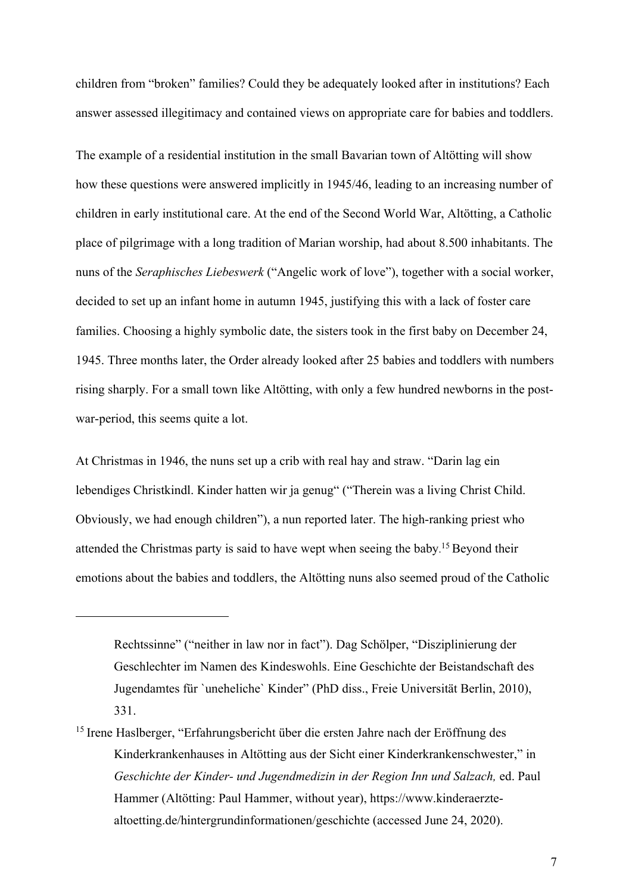children from "broken" families? Could they be adequately looked after in institutions? Each answer assessed illegitimacy and contained views on appropriate care for babies and toddlers.

The example of a residential institution in the small Bavarian town of Altötting will show how these questions were answered implicitly in 1945/46, leading to an increasing number of children in early institutional care. At the end of the Second World War, Altötting, a Catholic place of pilgrimage with a long tradition of Marian worship, had about 8.500 inhabitants. The nuns of the *Seraphisches Liebeswerk* ("Angelic work of love"), together with a social worker, decided to set up an infant home in autumn 1945, justifying this with a lack of foster care families. Choosing a highly symbolic date, the sisters took in the first baby on December 24, 1945. Three months later, the Order already looked after 25 babies and toddlers with numbers rising sharply. For a small town like Altötting, with only a few hundred newborns in the post-war-period, this seems quite a lot.

At Christmas in 1946, the nuns set up a crib with real hay and straw. "Darin lag ein lebendiges Christkindl. Kinder hatten wir ja genug" ("Therein was a living Christ Child. Obviously, we had enough children"), a nun reported later. The high-ranking priest who attended the Christmas party is said to have wept when seeing the baby.[15] Beyond their emotions about the babies and toddlers, the Altötting nuns also seemed proud of the Catholic

Rechtssinne" ("neither in law nor in fact"). Dag Schölper, "Disziplinierung der Geschlechter im Namen des Kindeswohls. Eine Geschichte der Beistandschaft des Jugendamtes für `uneheliche` Kinder" (PhD diss., Freie Universität Berlin, 2010), 331.

[15] Irene Haslberger, "Erfahrungsbericht über die ersten Jahre nach der Eröffnung des Kinderkrankenhauses in Altötting aus der Sicht einer Kinderkrankenschwester," in *Geschichte der Kinder- und Jugendmedizin in der Region Inn und Salzach,* ed. Paul Hammer (Altötting: Paul Hammer, without year), https://www.kinderaerzte-altoetting.de/hintergrundinformationen/geschichte (accessed June 24, 2020).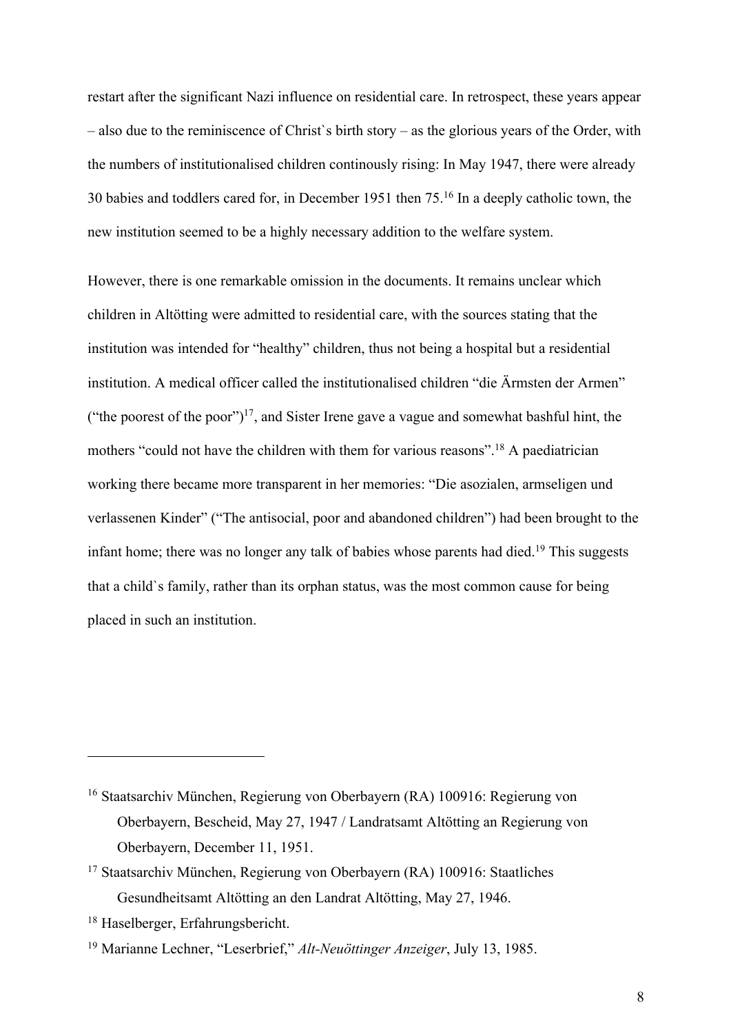restart after the significant Nazi influence on residential care. In retrospect, these years appear – also due to the reminiscence of Christ`s birth story – as the glorious years of the Order, with the numbers of institutionalised children continously rising: In May 1947, there were already 30 babies and toddlers cared for, in December 1951 then 75.[16] In a deeply catholic town, the new institution seemed to be a highly necessary addition to the welfare system.

However, there is one remarkable omission in the documents. It remains unclear which children in Altötting were admitted to residential care, with the sources stating that the institution was intended for "healthy" children, thus not being a hospital but a residential institution. A medical officer called the institutionalised children "die Ärmsten der Armen" ("the poorest of the poor")[17], and Sister Irene gave a vague and somewhat bashful hint, the mothers "could not have the children with them for various reasons".[18] A paediatrician working there became more transparent in her memories: "Die asozialen, armseligen und verlassenen Kinder" ("The antisocial, poor and abandoned children") had been brought to the infant home; there was no longer any talk of babies whose parents had died.[19] This suggests that a child`s family, rather than its orphan status, was the most common cause for being placed in such an institution.

---

[16] Staatsarchiv München, Regierung von Oberbayern (RA) 100916: Regierung von Oberbayern, Bescheid, May 27, 1947 / Landratsamt Altötting an Regierung von Oberbayern, December 11, 1951.

[17] Staatsarchiv München, Regierung von Oberbayern (RA) 100916: Staatliches Gesundheitsamt Altötting an den Landrat Altötting, May 27, 1946.

[18] Haselberger, Erfahrungsbericht.

[19] Marianne Lechner, "Leserbrief," *Alt-Neuöttinger Anzeiger*, July 13, 1985.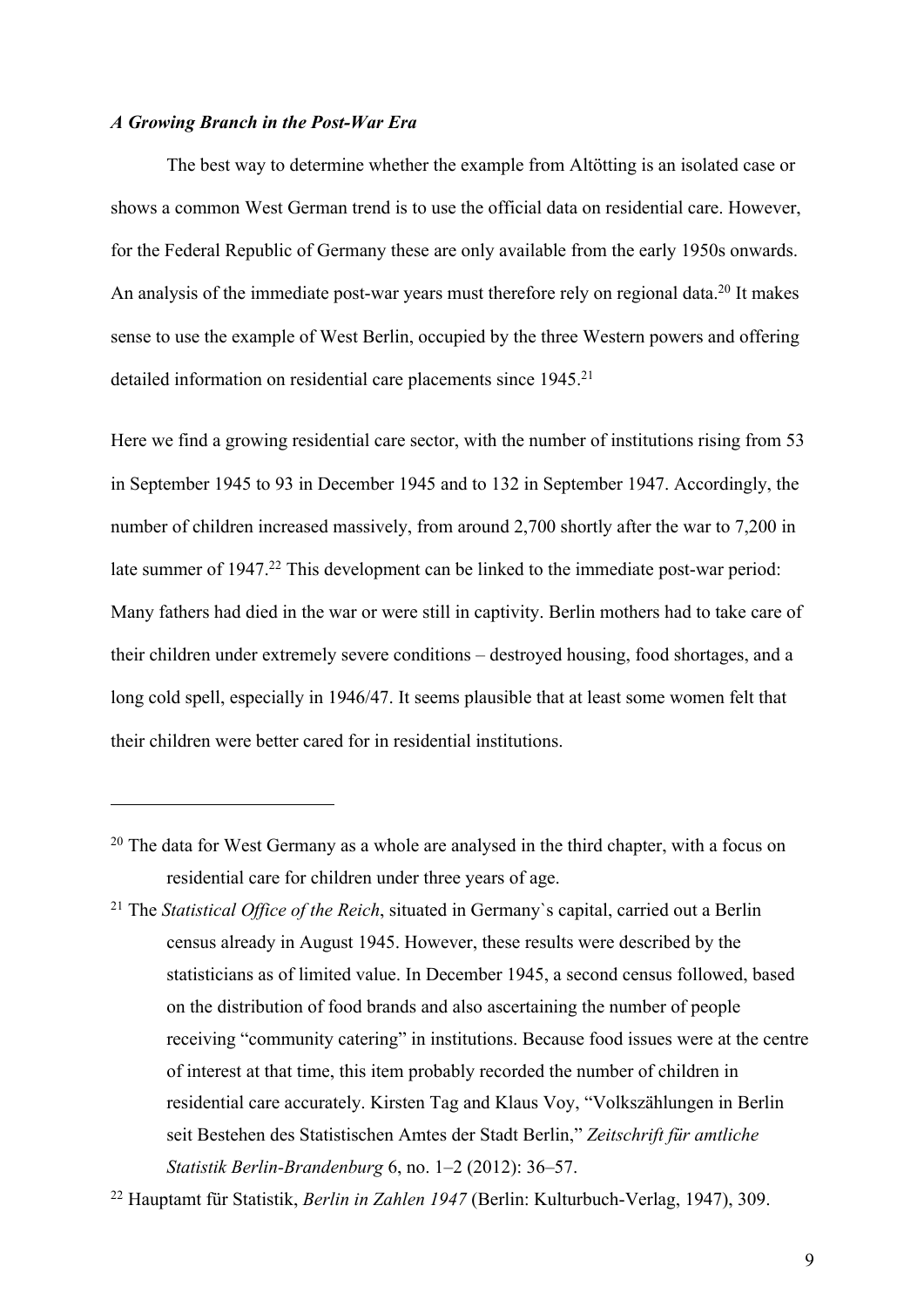### *A Growing Branch in the Post-War Era*

The best way to determine whether the example from Altötting is an isolated case or shows a common West German trend is to use the official data on residential care. However, for the Federal Republic of Germany these are only available from the early 1950s onwards. An analysis of the immediate post-war years must therefore rely on regional data.[20] It makes sense to use the example of West Berlin, occupied by the three Western powers and offering detailed information on residential care placements since 1945.[21]

Here we find a growing residential care sector, with the number of institutions rising from 53 in September 1945 to 93 in December 1945 and to 132 in September 1947. Accordingly, the number of children increased massively, from around 2,700 shortly after the war to 7,200 in late summer of 1947.[22] This development can be linked to the immediate post-war period: Many fathers had died in the war or were still in captivity. Berlin mothers had to take care of their children under extremely severe conditions – destroyed housing, food shortages, and a long cold spell, especially in 1946/47. It seems plausible that at least some women felt that their children were better cared for in residential institutions.

---

[20] The data for West Germany as a whole are analysed in the third chapter, with a focus on residential care for children under three years of age.

[21] The *Statistical Office of the Reich*, situated in Germany`s capital, carried out a Berlin census already in August 1945. However, these results were described by the statisticians as of limited value. In December 1945, a second census followed, based on the distribution of food brands and also ascertaining the number of people receiving "community catering" in institutions. Because food issues were at the centre of interest at that time, this item probably recorded the number of children in residential care accurately. Kirsten Tag and Klaus Voy, "Volkszählungen in Berlin seit Bestehen des Statistischen Amtes der Stadt Berlin," *Zeitschrift für amtliche Statistik Berlin-Brandenburg* 6, no. 1–2 (2012): 36–57.

[22] Hauptamt für Statistik, *Berlin in Zahlen 1947* (Berlin: Kulturbuch-Verlag, 1947), 309.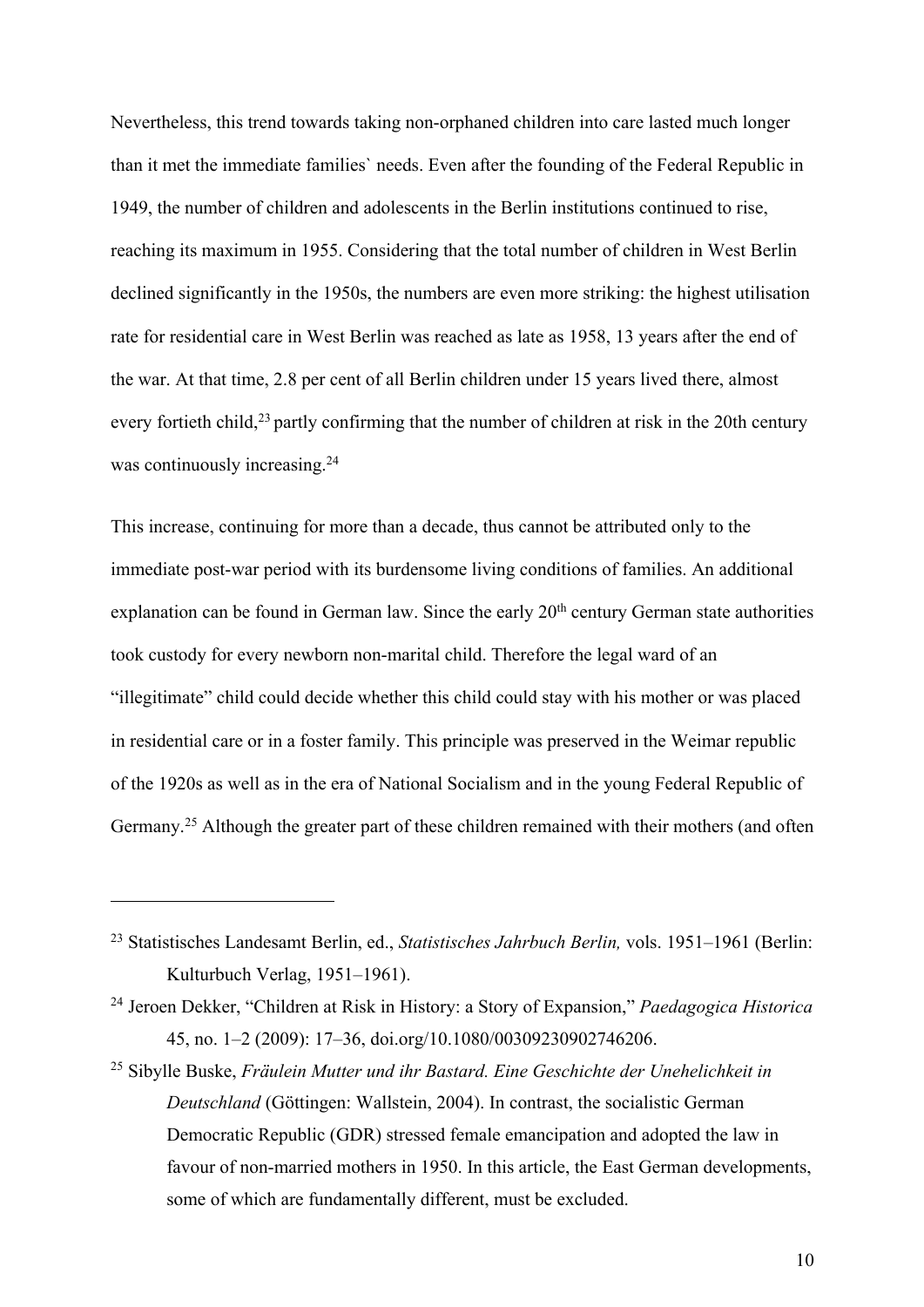Nevertheless, this trend towards taking non-orphaned children into care lasted much longer than it met the immediate families` needs. Even after the founding of the Federal Republic in 1949, the number of children and adolescents in the Berlin institutions continued to rise, reaching its maximum in 1955. Considering that the total number of children in West Berlin declined significantly in the 1950s, the numbers are even more striking: the highest utilisation rate for residential care in West Berlin was reached as late as 1958, 13 years after the end of the war. At that time, 2.8 per cent of all Berlin children under 15 years lived there, almost every fortieth child,[23] partly confirming that the number of children at risk in the 20th century was continuously increasing.[24]

This increase, continuing for more than a decade, thus cannot be attributed only to the immediate post-war period with its burdensome living conditions of families. An additional explanation can be found in German law. Since the early 20th century German state authorities took custody for every newborn non-marital child. Therefore the legal ward of an "illegitimate" child could decide whether this child could stay with his mother or was placed in residential care or in a foster family. This principle was preserved in the Weimar republic of the 1920s as well as in the era of National Socialism and in the young Federal Republic of Germany.[25] Although the greater part of these children remained with their mothers (and often

---

[23] Statistisches Landesamt Berlin, ed., *Statistisches Jahrbuch Berlin,* vols. 1951–1961 (Berlin: Kulturbuch Verlag, 1951–1961).

[24] Jeroen Dekker, "Children at Risk in History: a Story of Expansion," *Paedagogica Historica* 45, no. 1–2 (2009): 17–36, doi.org/10.1080/00309230902746206.

[25] Sibylle Buske, *Fräulein Mutter und ihr Bastard. Eine Geschichte der Unehelichkeit in Deutschland* (Göttingen: Wallstein, 2004). In contrast, the socialistic German Democratic Republic (GDR) stressed female emancipation and adopted the law in favour of non-married mothers in 1950. In this article, the East German developments, some of which are fundamentally different, must be excluded.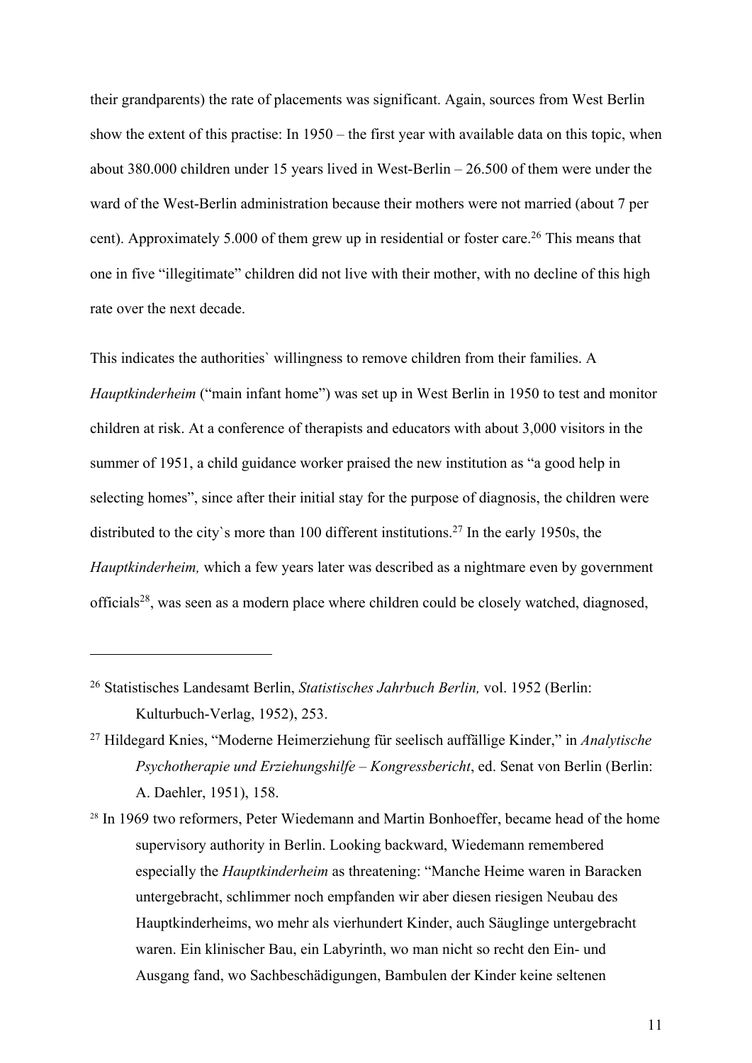their grandparents) the rate of placements was significant. Again, sources from West Berlin show the extent of this practise: In 1950 – the first year with available data on this topic, when about 380.000 children under 15 years lived in West-Berlin – 26.500 of them were under the ward of the West-Berlin administration because their mothers were not married (about 7 per cent). Approximately 5.000 of them grew up in residential or foster care.[26] This means that one in five "illegitimate" children did not live with their mother, with no decline of this high rate over the next decade.

This indicates the authorities` willingness to remove children from their families. A *Hauptkinderheim* ("main infant home") was set up in West Berlin in 1950 to test and monitor children at risk. At a conference of therapists and educators with about 3,000 visitors in the summer of 1951, a child guidance worker praised the new institution as "a good help in selecting homes", since after their initial stay for the purpose of diagnosis, the children were distributed to the city`s more than 100 different institutions.[27] In the early 1950s, the *Hauptkinderheim,* which a few years later was described as a nightmare even by government officials[28], was seen as a modern place where children could be closely watched, diagnosed,

---

[26] Statistisches Landesamt Berlin, *Statistisches Jahrbuch Berlin,* vol. 1952 (Berlin: Kulturbuch-Verlag, 1952), 253.

[27] Hildegard Knies, "Moderne Heimerziehung für seelisch auffällige Kinder," in *Analytische Psychotherapie und Erziehungshilfe – Kongressbericht*, ed. Senat von Berlin (Berlin: A. Daehler, 1951), 158.

[28] In 1969 two reformers, Peter Wiedemann and Martin Bonhoeffer, became head of the home supervisory authority in Berlin. Looking backward, Wiedemann remembered especially the *Hauptkinderheim* as threatening: "Manche Heime waren in Baracken untergebracht, schlimmer noch empfanden wir aber diesen riesigen Neubau des Hauptkinderheims, wo mehr als vierhundert Kinder, auch Säuglinge untergebracht waren. Ein klinischer Bau, ein Labyrinth, wo man nicht so recht den Ein- und Ausgang fand, wo Sachbeschädigungen, Bambulen der Kinder keine seltenen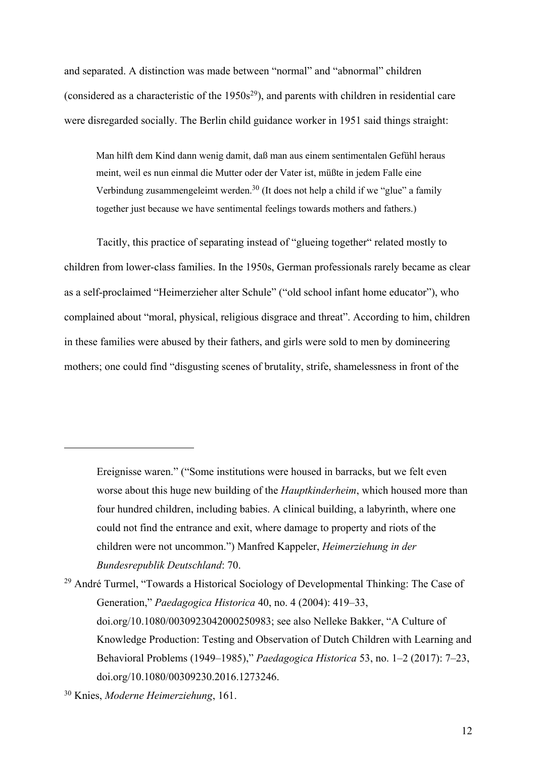and separated. A distinction was made between "normal" and "abnormal" children (considered as a characteristic of the 1950s[29]), and parents with children in residential care were disregarded socially. The Berlin child guidance worker in 1951 said things straight:

> Man hilft dem Kind dann wenig damit, daß man aus einem sentimentalen Gefühl heraus meint, weil es nun einmal die Mutter oder der Vater ist, müßte in jedem Falle eine Verbindung zusammengeleimt werden.[30] (It does not help a child if we "glue" a family together just because we have sentimental feelings towards mothers and fathers.)

Tacitly, this practice of separating instead of "glueing together" related mostly to children from lower-class families. In the 1950s, German professionals rarely became as clear as a self-proclaimed "Heimerzieher alter Schule" ("old school infant home educator"), who complained about "moral, physical, religious disgrace and threat". According to him, children in these families were abused by their fathers, and girls were sold to men by domineering mothers; one could find "disgusting scenes of brutality, strife, shamelessness in front of the

---

Ereignisse waren." ("Some institutions were housed in barracks, but we felt even worse about this huge new building of the *Hauptkinderheim*, which housed more than four hundred children, including babies. A clinical building, a labyrinth, where one could not find the entrance and exit, where damage to property and riots of the children were not uncommon.") Manfred Kappeler, *Heimerziehung in der Bundesrepublik Deutschland*: 70.

[29] André Turmel, "Towards a Historical Sociology of Developmental Thinking: The Case of Generation," *Paedagogica Historica* 40, no. 4 (2004): 419–33, doi.org/10.1080/0030923042000250983; see also Nelleke Bakker, "A Culture of Knowledge Production: Testing and Observation of Dutch Children with Learning and Behavioral Problems (1949–1985)," *Paedagogica Historica* 53, no. 1–2 (2017): 7–23, doi.org/10.1080/00309230.2016.1273246.

[30] Knies, *Moderne Heimerziehung*, 161.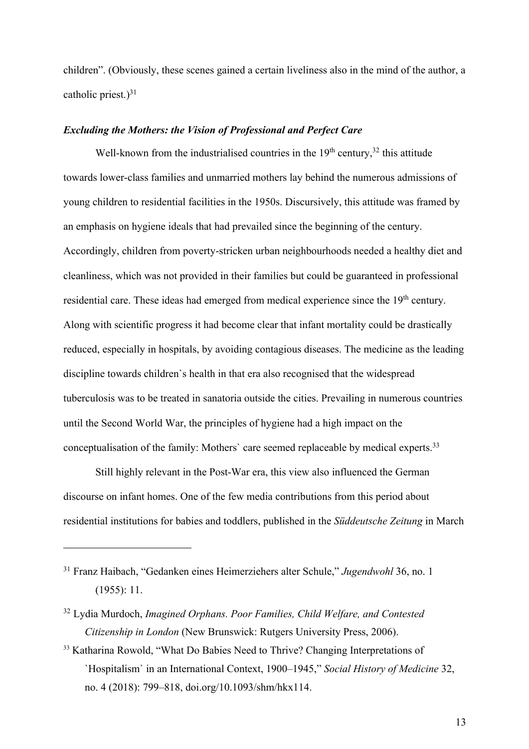children". (Obviously, these scenes gained a certain liveliness also in the mind of the author, a catholic priest.)[31]

### *Excluding the Mothers: the Vision of Professional and Perfect Care*

Well-known from the industrialised countries in the 19th century,[32] this attitude towards lower-class families and unmarried mothers lay behind the numerous admissions of young children to residential facilities in the 1950s. Discursively, this attitude was framed by an emphasis on hygiene ideals that had prevailed since the beginning of the century. Accordingly, children from poverty-stricken urban neighbourhoods needed a healthy diet and cleanliness, which was not provided in their families but could be guaranteed in professional residential care. These ideas had emerged from medical experience since the 19th century. Along with scientific progress it had become clear that infant mortality could be drastically reduced, especially in hospitals, by avoiding contagious diseases. The medicine as the leading discipline towards children`s health in that era also recognised that the widespread tuberculosis was to be treated in sanatoria outside the cities. Prevailing in numerous countries until the Second World War, the principles of hygiene had a high impact on the conceptualisation of the family: Mothers` care seemed replaceable by medical experts.[33]

Still highly relevant in the Post-War era, this view also influenced the German discourse on infant homes. One of the few media contributions from this period about residential institutions for babies and toddlers, published in the *Süddeutsche Zeitung* in March

---

[31] Franz Haibach, "Gedanken eines Heimerziehers alter Schule," *Jugendwohl* 36, no. 1 (1955): 11.

[32] Lydia Murdoch, *Imagined Orphans. Poor Families, Child Welfare, and Contested Citizenship in London* (New Brunswick: Rutgers University Press, 2006).

[33] Katharina Rowold, "What Do Babies Need to Thrive? Changing Interpretations of `Hospitalism` in an International Context, 1900–1945," *Social History of Medicine* 32, no. 4 (2018): 799–818, doi.org/10.1093/shm/hkx114.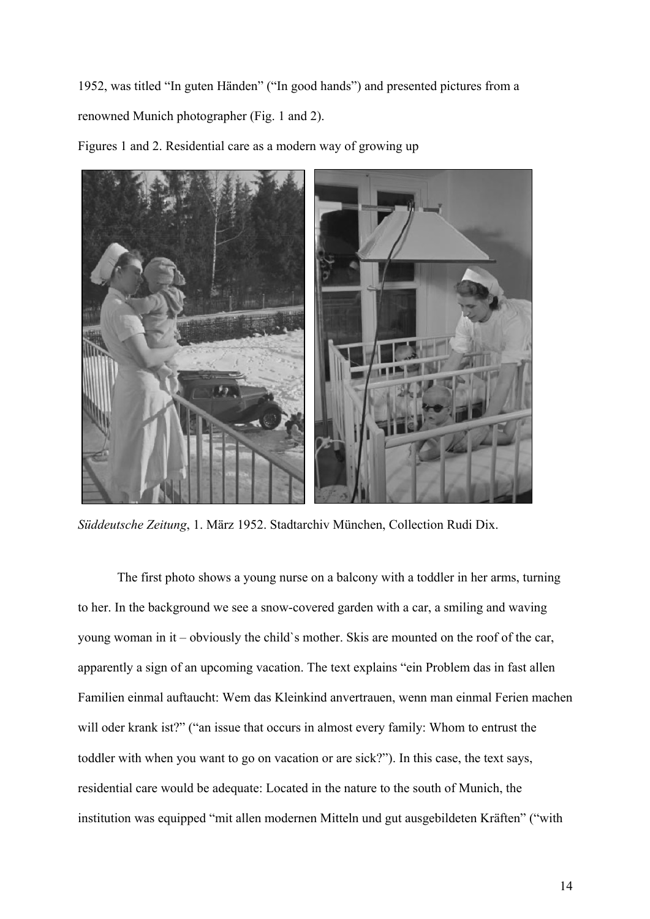1952, was titled “In guten Händen” (“In good hands”) and presented pictures from a renowned Munich photographer (Fig. 1 and 2).

Figures 1 and 2. Residential care as a modern way of growing up

*Süddeutsche Zeitung*, 1. März 1952. Stadtarchiv München, Collection Rudi Dix.

The first photo shows a young nurse on a balcony with a toddler in her arms, turning to her. In the background we see a snow-covered garden with a car, a smiling and waving young woman in it – obviously the child`s mother. Skis are mounted on the roof of the car, apparently a sign of an upcoming vacation. The text explains “ein Problem das in fast allen Familien einmal auftaucht: Wem das Kleinkind anvertrauen, wenn man einmal Ferien machen will oder krank ist?” (“an issue that occurs in almost every family: Whom to entrust the toddler with when you want to go on vacation or are sick?”). In this case, the text says, residential care would be adequate: Located in the nature to the south of Munich, the institution was equipped “mit allen modernen Mitteln und gut ausgebildeten Kräften” (“with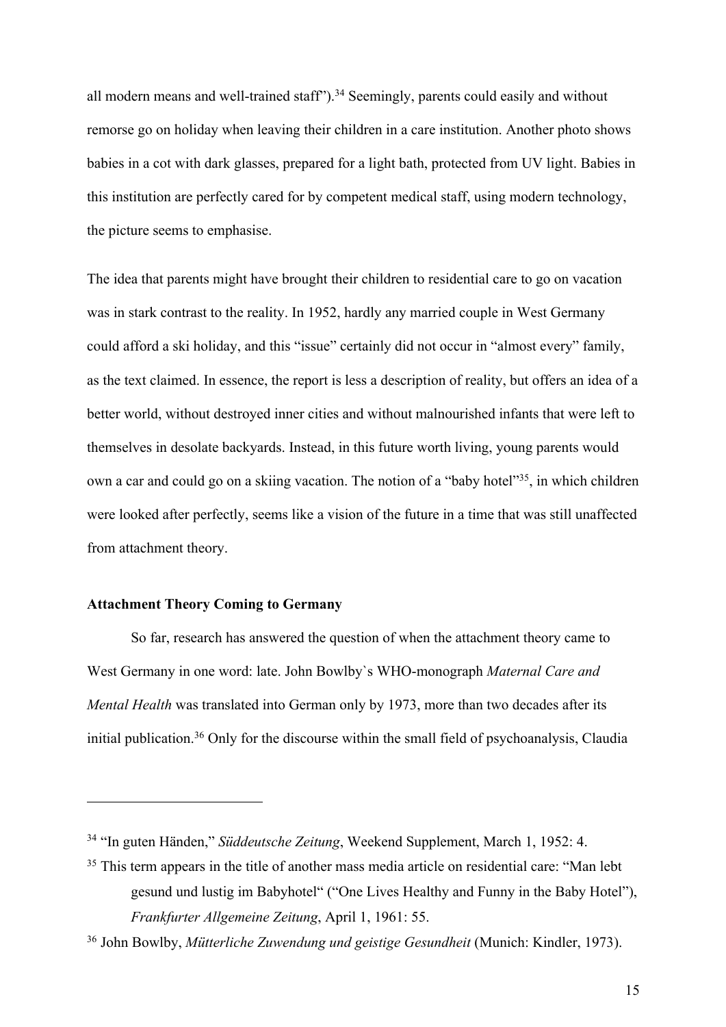all modern means and well-trained staff").[34] Seemingly, parents could easily and without remorse go on holiday when leaving their children in a care institution. Another photo shows babies in a cot with dark glasses, prepared for a light bath, protected from UV light. Babies in this institution are perfectly cared for by competent medical staff, using modern technology, the picture seems to emphasise.

The idea that parents might have brought their children to residential care to go on vacation was in stark contrast to the reality. In 1952, hardly any married couple in West Germany could afford a ski holiday, and this "issue" certainly did not occur in "almost every" family, as the text claimed. In essence, the report is less a description of reality, but offers an idea of a better world, without destroyed inner cities and without malnourished infants that were left to themselves in desolate backyards. Instead, in this future worth living, young parents would own a car and could go on a skiing vacation. The notion of a "baby hotel"[35], in which children were looked after perfectly, seems like a vision of the future in a time that was still unaffected from attachment theory.

**Attachment Theory Coming to Germany**

So far, research has answered the question of when the attachment theory came to West Germany in one word: late. John Bowlby`s WHO-monograph *Maternal Care and Mental Health* was translated into German only by 1973, more than two decades after its initial publication.[36] Only for the discourse within the small field of psychoanalysis, Claudia

---

[34] "In guten Händen," *Süddeutsche Zeitung*, Weekend Supplement, March 1, 1952: 4.

[35] This term appears in the title of another mass media article on residential care: "Man lebt gesund und lustig im Babyhotel" ("One Lives Healthy and Funny in the Baby Hotel"), *Frankfurter Allgemeine Zeitung*, April 1, 1961: 55.

[36] John Bowlby, *Mütterliche Zuwendung und geistige Gesundheit* (Munich: Kindler, 1973).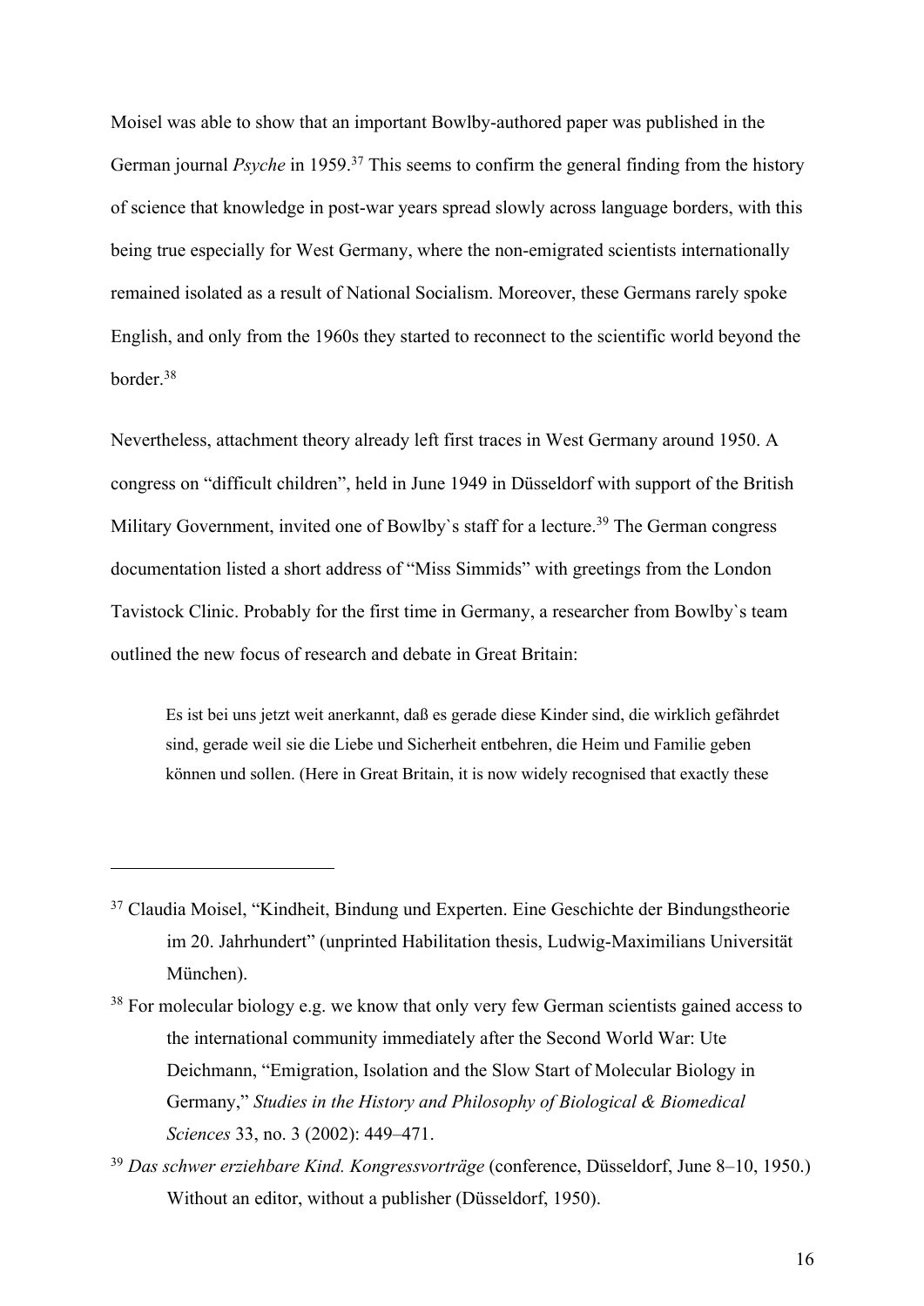Moisel was able to show that an important Bowlby-authored paper was published in the German journal *Psyche* in 1959.[37] This seems to confirm the general finding from the history of science that knowledge in post-war years spread slowly across language borders, with this being true especially for West Germany, where the non-emigrated scientists internationally remained isolated as a result of National Socialism. Moreover, these Germans rarely spoke English, and only from the 1960s they started to reconnect to the scientific world beyond the border.[38]

Nevertheless, attachment theory already left first traces in West Germany around 1950. A congress on "difficult children", held in June 1949 in Düsseldorf with support of the British Military Government, invited one of Bowlby`s staff for a lecture.[39] The German congress documentation listed a short address of "Miss Simmids" with greetings from the London Tavistock Clinic. Probably for the first time in Germany, a researcher from Bowlby`s team outlined the new focus of research and debate in Great Britain:

> Es ist bei uns jetzt weit anerkannt, daß es gerade diese Kinder sind, die wirklich gefährdet sind, gerade weil sie die Liebe und Sicherheit entbehren, die Heim und Familie geben können und sollen. (Here in Great Britain, it is now widely recognised that exactly these

---

[37] Claudia Moisel, "Kindheit, Bindung und Experten. Eine Geschichte der Bindungstheorie im 20. Jahrhundert" (unprinted Habilitation thesis, Ludwig-Maximilians Universität München).

[38] For molecular biology e.g. we know that only very few German scientists gained access to the international community immediately after the Second World War: Ute Deichmann, "Emigration, Isolation and the Slow Start of Molecular Biology in Germany," *Studies in the History and Philosophy of Biological & Biomedical Sciences* 33, no. 3 (2002): 449–471.

[39] *Das schwer erziehbare Kind. Kongressvorträge* (conference, Düsseldorf, June 8–10, 1950.) Without an editor, without a publisher (Düsseldorf, 1950).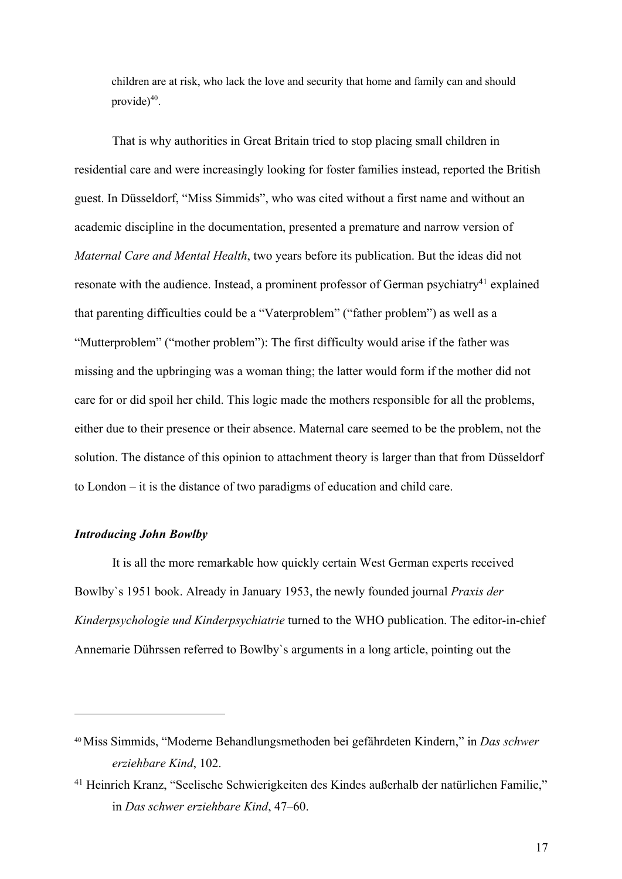children are at risk, who lack the love and security that home and family can and should provide)[40].

That is why authorities in Great Britain tried to stop placing small children in residential care and were increasingly looking for foster families instead, reported the British guest. In Düsseldorf, "Miss Simmids", who was cited without a first name and without an academic discipline in the documentation, presented a premature and narrow version of *Maternal Care and Mental Health*, two years before its publication. But the ideas did not resonate with the audience. Instead, a prominent professor of German psychiatry[41] explained that parenting difficulties could be a "Vaterproblem" ("father problem") as well as a "Mutterproblem" ("mother problem"): The first difficulty would arise if the father was missing and the upbringing was a woman thing; the latter would form if the mother did not care for or did spoil her child. This logic made the mothers responsible for all the problems, either due to their presence or their absence. Maternal care seemed to be the problem, not the solution. The distance of this opinion to attachment theory is larger than that from Düsseldorf to London – it is the distance of two paradigms of education and child care.

### *Introducing John Bowlby*

It is all the more remarkable how quickly certain West German experts received Bowlby`s 1951 book. Already in January 1953, the newly founded journal *Praxis der Kinderpsychologie und Kinderpsychiatrie* turned to the WHO publication. The editor-in-chief Annemarie Dührssen referred to Bowlby`s arguments in a long article, pointing out the

---

[40] Miss Simmids, "Moderne Behandlungsmethoden bei gefährdeten Kindern," in *Das schwer erziehbare Kind*, 102.

[41] Heinrich Kranz, "Seelische Schwierigkeiten des Kindes außerhalb der natürlichen Familie," in *Das schwer erziehbare Kind*, 47–60.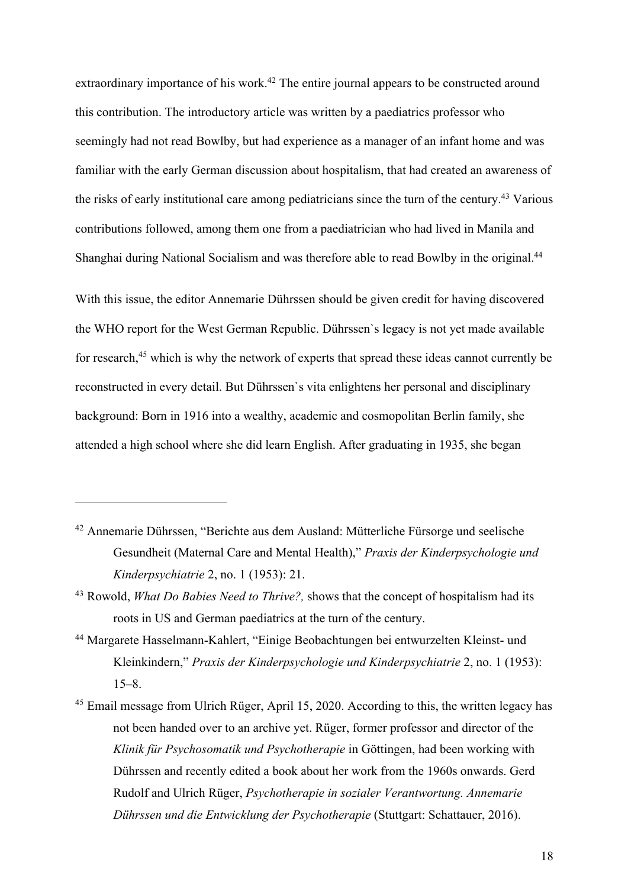extraordinary importance of his work.[42] The entire journal appears to be constructed around this contribution. The introductory article was written by a paediatrics professor who seemingly had not read Bowlby, but had experience as a manager of an infant home and was familiar with the early German discussion about hospitalism, that had created an awareness of the risks of early institutional care among pediatricians since the turn of the century.[43] Various contributions followed, among them one from a paediatrician who had lived in Manila and Shanghai during National Socialism and was therefore able to read Bowlby in the original.[44]

With this issue, the editor Annemarie Dührssen should be given credit for having discovered the WHO report for the West German Republic. Dührssen`s legacy is not yet made available for research,[45] which is why the network of experts that spread these ideas cannot currently be reconstructed in every detail. But Dührssen`s vita enlightens her personal and disciplinary background: Born in 1916 into a wealthy, academic and cosmopolitan Berlin family, she attended a high school where she did learn English. After graduating in 1935, she began

---

[42] Annemarie Dührssen, "Berichte aus dem Ausland: Mütterliche Fürsorge und seelische Gesundheit (Maternal Care and Mental Health)," *Praxis der Kinderpsychologie und Kinderpsychiatrie* 2, no. 1 (1953): 21.

[43] Rowold, *What Do Babies Need to Thrive?,* shows that the concept of hospitalism had its roots in US and German paediatrics at the turn of the century.

[44] Margarete Hasselmann-Kahlert, "Einige Beobachtungen bei entwurzelten Kleinst- und Kleinkindern," *Praxis der Kinderpsychologie und Kinderpsychiatrie* 2, no. 1 (1953): 15–8.

[45] Email message from Ulrich Rüger, April 15, 2020. According to this, the written legacy has not been handed over to an archive yet. Rüger, former professor and director of the *Klinik für Psychosomatik und Psychotherapie* in Göttingen, had been working with Dührssen and recently edited a book about her work from the 1960s onwards. Gerd Rudolf and Ulrich Rüger, *Psychotherapie in sozialer Verantwortung. Annemarie Dührssen und die Entwicklung der Psychotherapie* (Stuttgart: Schattauer, 2016).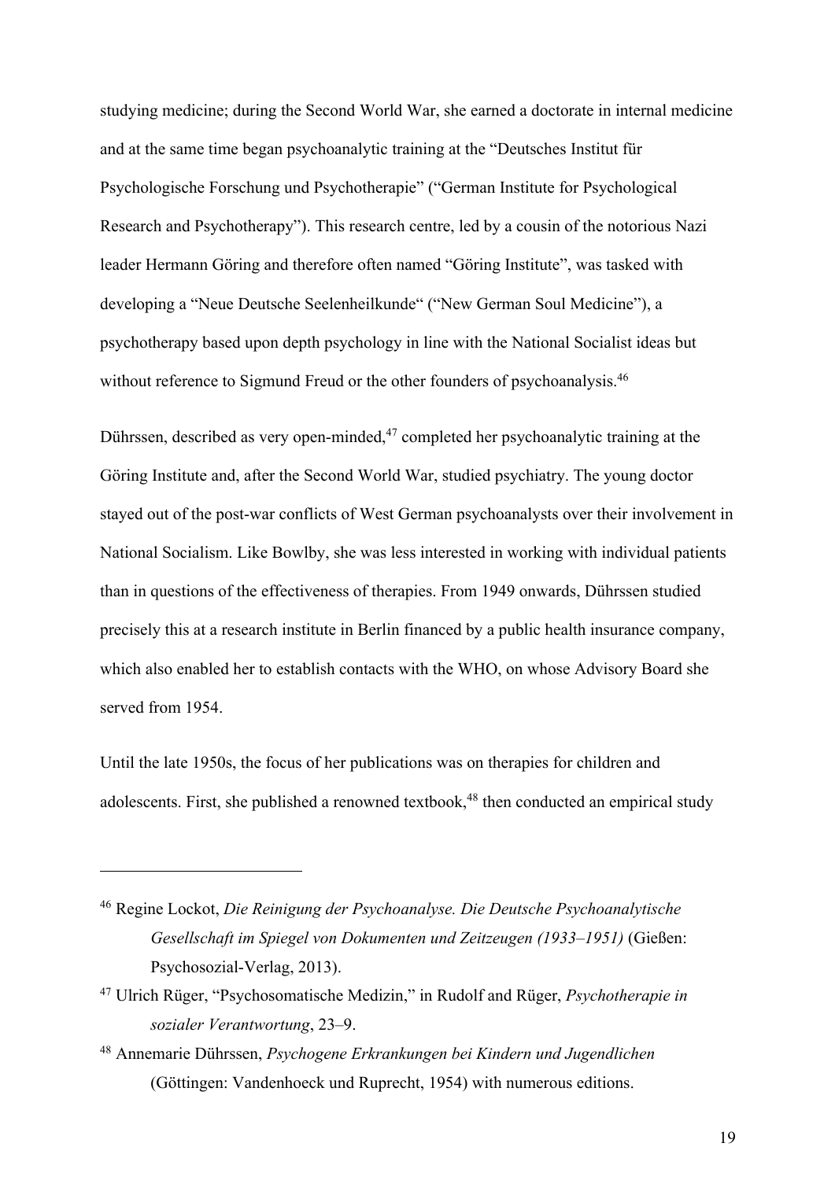studying medicine; during the Second World War, she earned a doctorate in internal medicine and at the same time began psychoanalytic training at the "Deutsches Institut für Psychologische Forschung und Psychotherapie" ("German Institute for Psychological Research and Psychotherapy"). This research centre, led by a cousin of the notorious Nazi leader Hermann Göring and therefore often named "Göring Institute", was tasked with developing a "Neue Deutsche Seelenheilkunde" ("New German Soul Medicine"), a psychotherapy based upon depth psychology in line with the National Socialist ideas but without reference to Sigmund Freud or the other founders of psychoanalysis.[46]

Dührssen, described as very open-minded,[47] completed her psychoanalytic training at the Göring Institute and, after the Second World War, studied psychiatry. The young doctor stayed out of the post-war conflicts of West German psychoanalysts over their involvement in National Socialism. Like Bowlby, she was less interested in working with individual patients than in questions of the effectiveness of therapies. From 1949 onwards, Dührssen studied precisely this at a research institute in Berlin financed by a public health insurance company, which also enabled her to establish contacts with the WHO, on whose Advisory Board she served from 1954.

Until the late 1950s, the focus of her publications was on therapies for children and adolescents. First, she published a renowned textbook,[48] then conducted an empirical study

---

[46] Regine Lockot, *Die Reinigung der Psychoanalyse. Die Deutsche Psychoanalytische Gesellschaft im Spiegel von Dokumenten und Zeitzeugen (1933–1951)* (Gießen: Psychosozial-Verlag, 2013).

[47] Ulrich Rüger, "Psychosomatische Medizin," in Rudolf and Rüger, *Psychotherapie in sozialer Verantwortung*, 23–9.

[48] Annemarie Dührssen, *Psychogene Erkrankungen bei Kindern und Jugendlichen* (Göttingen: Vandenhoeck und Ruprecht, 1954) with numerous editions.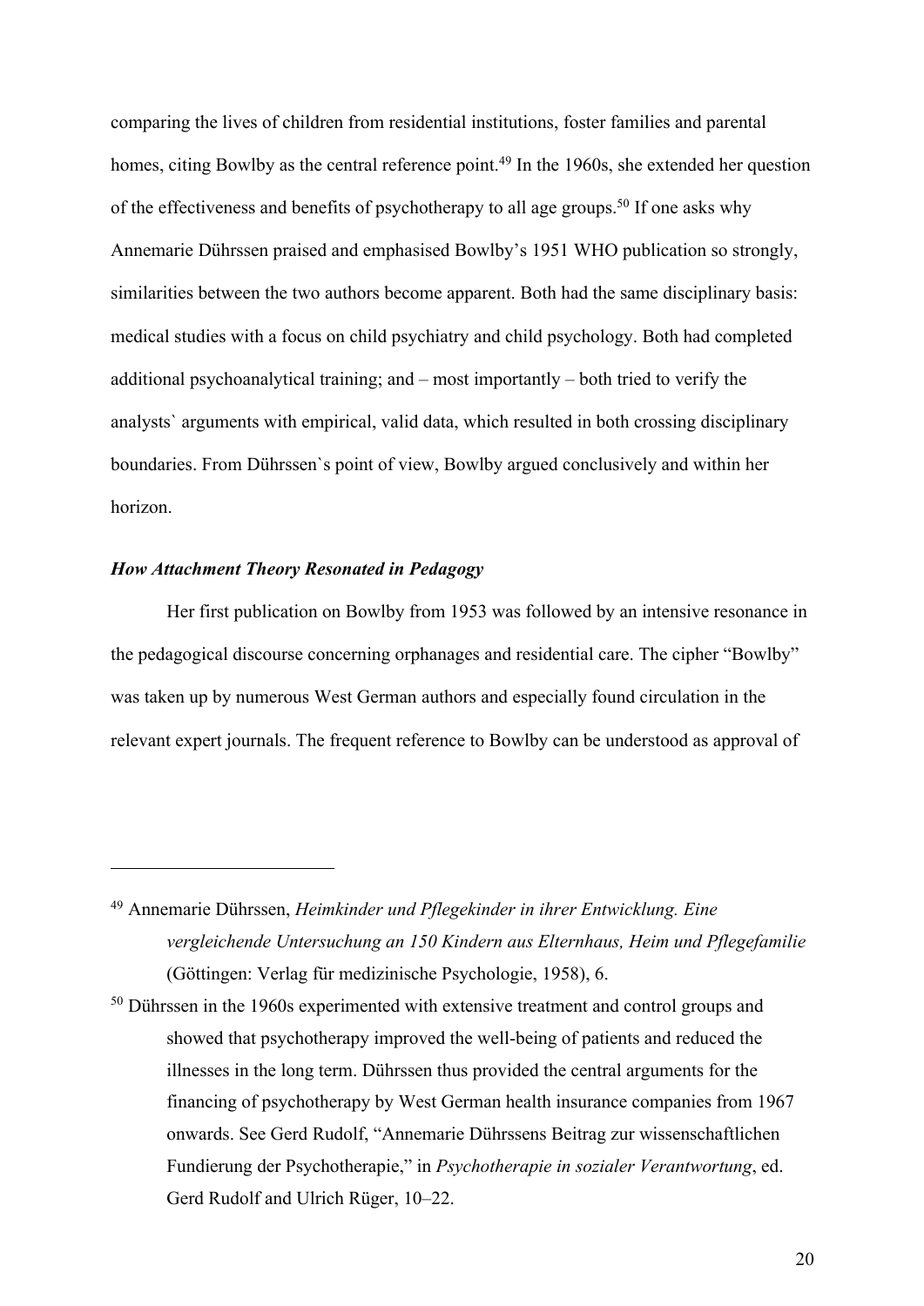comparing the lives of children from residential institutions, foster families and parental homes, citing Bowlby as the central reference point.[49] In the 1960s, she extended her question of the effectiveness and benefits of psychotherapy to all age groups.[50] If one asks why Annemarie Dührssen praised and emphasised Bowlby's 1951 WHO publication so strongly, similarities between the two authors become apparent. Both had the same disciplinary basis: medical studies with a focus on child psychiatry and child psychology. Both had completed additional psychoanalytical training; and – most importantly – both tried to verify the analysts` arguments with empirical, valid data, which resulted in both crossing disciplinary boundaries. From Dührssen`s point of view, Bowlby argued conclusively and within her horizon.

### ***How Attachment Theory Resonated in Pedagogy***

Her first publication on Bowlby from 1953 was followed by an intensive resonance in the pedagogical discourse concerning orphanages and residential care. The cipher "Bowlby" was taken up by numerous West German authors and especially found circulation in the relevant expert journals. The frequent reference to Bowlby can be understood as approval of

---

[49] Annemarie Dührssen, *Heimkinder und Pflegekinder in ihrer Entwicklung. Eine vergleichende Untersuchung an 150 Kindern aus Elternhaus, Heim und Pflegefamilie* (Göttingen: Verlag für medizinische Psychologie, 1958), 6.

[50] Dührssen in the 1960s experimented with extensive treatment and control groups and showed that psychotherapy improved the well-being of patients and reduced the illnesses in the long term. Dührssen thus provided the central arguments for the financing of psychotherapy by West German health insurance companies from 1967 onwards. See Gerd Rudolf, "Annemarie Dührssens Beitrag zur wissenschaftlichen Fundierung der Psychotherapie," in *Psychotherapie in sozialer Verantwortung*, ed. Gerd Rudolf and Ulrich Rüger, 10–22.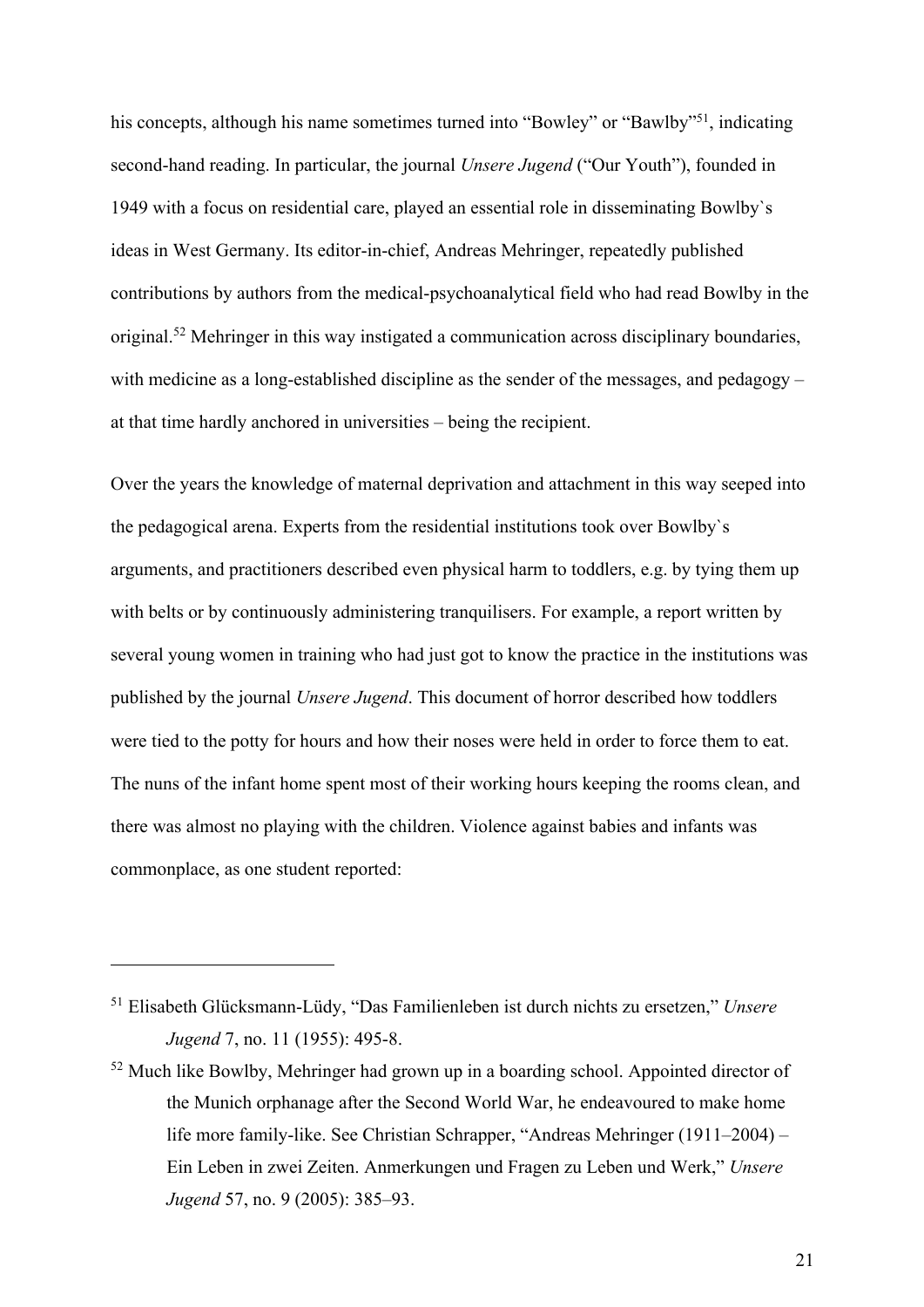his concepts, although his name sometimes turned into "Bowley" or "Bawlby"[51], indicating second-hand reading. In particular, the journal *Unsere Jugend* ("Our Youth"), founded in 1949 with a focus on residential care, played an essential role in disseminating Bowlby`s ideas in West Germany. Its editor-in-chief, Andreas Mehringer, repeatedly published contributions by authors from the medical-psychoanalytical field who had read Bowlby in the original.[52] Mehringer in this way instigated a communication across disciplinary boundaries, with medicine as a long-established discipline as the sender of the messages, and pedagogy – at that time hardly anchored in universities – being the recipient.

Over the years the knowledge of maternal deprivation and attachment in this way seeped into the pedagogical arena. Experts from the residential institutions took over Bowlby`s arguments, and practitioners described even physical harm to toddlers, e.g. by tying them up with belts or by continuously administering tranquilisers. For example, a report written by several young women in training who had just got to know the practice in the institutions was published by the journal *Unsere Jugend*. This document of horror described how toddlers were tied to the potty for hours and how their noses were held in order to force them to eat. The nuns of the infant home spent most of their working hours keeping the rooms clean, and there was almost no playing with the children. Violence against babies and infants was commonplace, as one student reported:

---

[51] Elisabeth Glücksmann-Lüdy, "Das Familienleben ist durch nichts zu ersetzen," *Unsere Jugend* 7, no. 11 (1955): 495-8.

[52] Much like Bowlby, Mehringer had grown up in a boarding school. Appointed director of the Munich orphanage after the Second World War, he endeavoured to make home life more family-like. See Christian Schrapper, "Andreas Mehringer (1911–2004) – Ein Leben in zwei Zeiten. Anmerkungen und Fragen zu Leben und Werk," *Unsere Jugend* 57, no. 9 (2005): 385–93.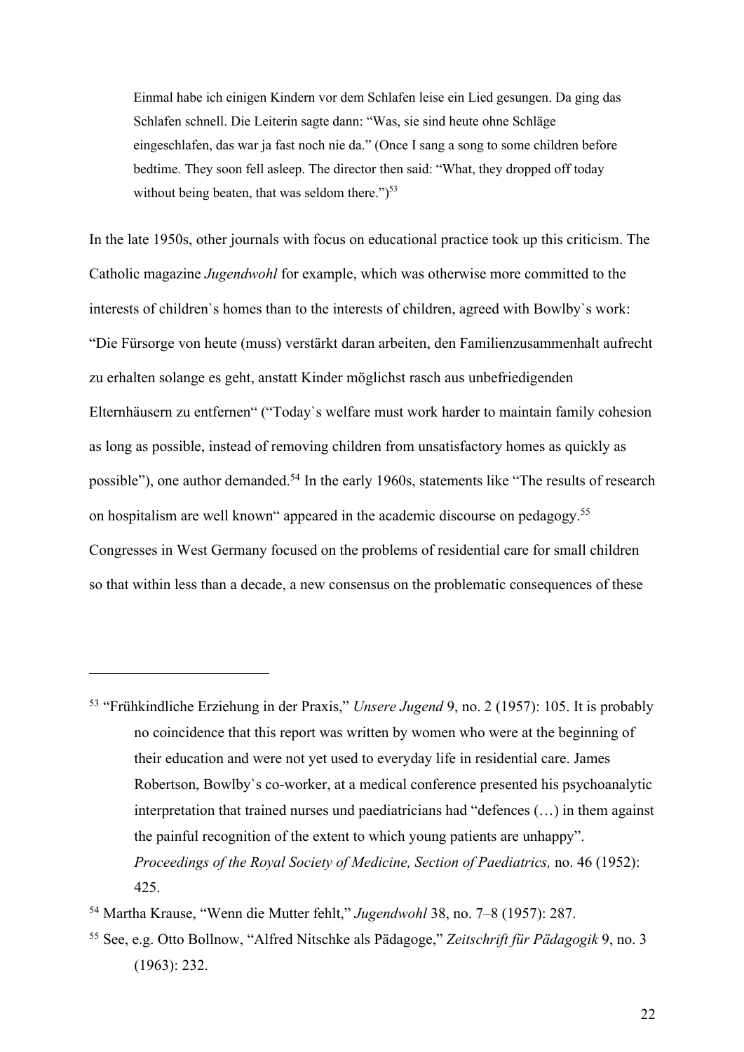> Einmal habe ich einigen Kindern vor dem Schlafen leise ein Lied gesungen. Da ging das Schlafen schnell. Die Leiterin sagte dann: "Was, sie sind heute ohne Schläge eingeschlafen, das war ja fast noch nie da." (Once I sang a song to some children before bedtime. They soon fell asleep. The director then said: "What, they dropped off today without being beaten, that was seldom there.")[53]

In the late 1950s, other journals with focus on educational practice took up this criticism. The Catholic magazine *Jugendwohl* for example, which was otherwise more committed to the interests of children`s homes than to the interests of children, agreed with Bowlby`s work: "Die Fürsorge von heute (muss) verstärkt daran arbeiten, den Familienzusammenhalt aufrecht zu erhalten solange es geht, anstatt Kinder möglichst rasch aus unbefriedigenden Elternhäusern zu entfernen" ("Today`s welfare must work harder to maintain family cohesion as long as possible, instead of removing children from unsatisfactory homes as quickly as possible"), one author demanded.[54] In the early 1960s, statements like "The results of research on hospitalism are well known" appeared in the academic discourse on pedagogy.[55] Congresses in West Germany focused on the problems of residential care for small children so that within less than a decade, a new consensus on the problematic consequences of these

---

[53] "Frühkindliche Erziehung in der Praxis," *Unsere Jugend* 9, no. 2 (1957): 105. It is probably no coincidence that this report was written by women who were at the beginning of their education and were not yet used to everyday life in residential care. James Robertson, Bowlby`s co-worker, at a medical conference presented his psychoanalytic interpretation that trained nurses und paediatricians had "defences (…) in them against the painful recognition of the extent to which young patients are unhappy". *Proceedings of the Royal Society of Medicine, Section of Paediatrics,* no. 46 (1952): 425.

[54] Martha Krause, "Wenn die Mutter fehlt," *Jugendwohl* 38, no. 7–8 (1957): 287.

[55] See, e.g. Otto Bollnow, "Alfred Nitschke als Pädagoge," *Zeitschrift für Pädagogik* 9, no. 3 (1963): 232.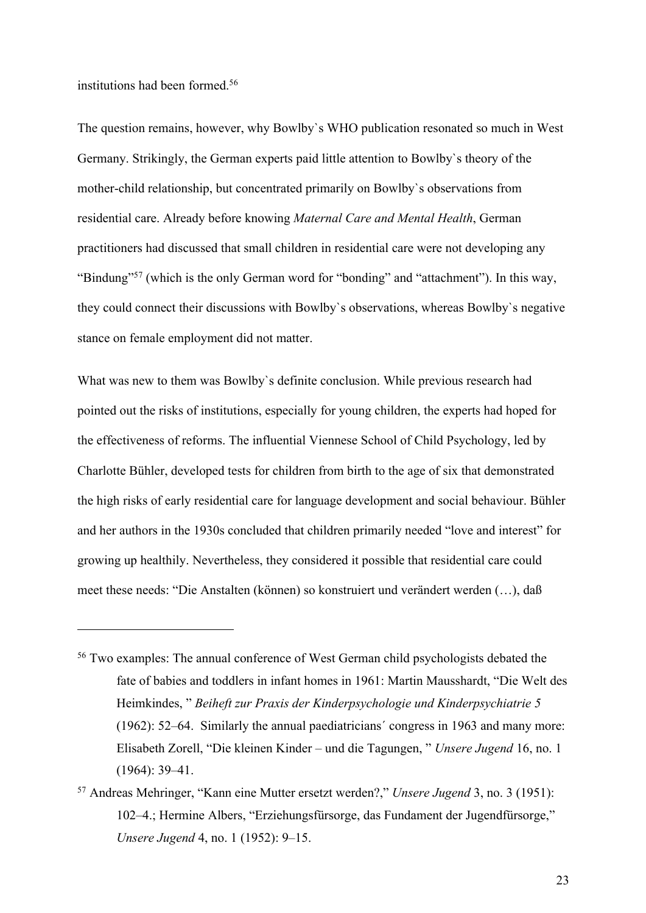institutions had been formed.[56]

The question remains, however, why Bowlby`s WHO publication resonated so much in West Germany. Strikingly, the German experts paid little attention to Bowlby`s theory of the mother-child relationship, but concentrated primarily on Bowlby`s observations from residential care. Already before knowing *Maternal Care and Mental Health*, German practitioners had discussed that small children in residential care were not developing any "Bindung"[57] (which is the only German word for "bonding" and "attachment"). In this way, they could connect their discussions with Bowlby`s observations, whereas Bowlby`s negative stance on female employment did not matter.

What was new to them was Bowlby`s definite conclusion. While previous research had pointed out the risks of institutions, especially for young children, the experts had hoped for the effectiveness of reforms. The influential Viennese School of Child Psychology, led by Charlotte Bühler, developed tests for children from birth to the age of six that demonstrated the high risks of early residential care for language development and social behaviour. Bühler and her authors in the 1930s concluded that children primarily needed "love and interest" for growing up healthily. Nevertheless, they considered it possible that residential care could meet these needs: "Die Anstalten (können) so konstruiert und verändert werden (…), daß

---

[56] Two examples: The annual conference of West German child psychologists debated the fate of babies and toddlers in infant homes in 1961: Martin Mausshardt, "Die Welt des Heimkindes, " *Beiheft zur Praxis der Kinderpsychologie und Kinderpsychiatrie 5* (1962): 52–64. Similarly the annual paediatricians´ congress in 1963 and many more: Elisabeth Zorell, "Die kleinen Kinder – und die Tagungen, " *Unsere Jugend* 16, no. 1 (1964): 39–41.

[57] Andreas Mehringer, "Kann eine Mutter ersetzt werden?," *Unsere Jugend* 3, no. 3 (1951): 102–4.; Hermine Albers, "Erziehungsfürsorge, das Fundament der Jugendfürsorge," *Unsere Jugend* 4, no. 1 (1952): 9–15.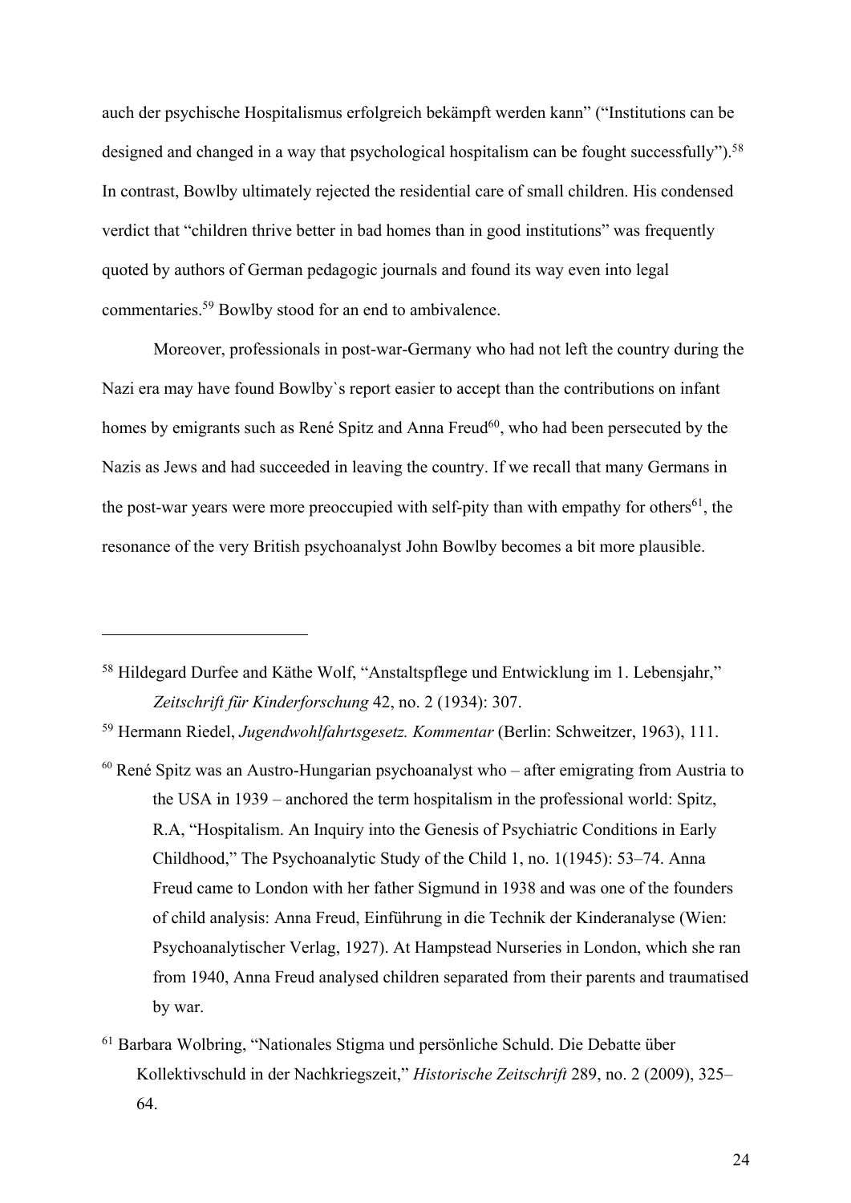auch der psychische Hospitalismus erfolgreich bekämpft werden kann" ("Institutions can be designed and changed in a way that psychological hospitalism can be fought successfully").[58] In contrast, Bowlby ultimately rejected the residential care of small children. His condensed verdict that "children thrive better in bad homes than in good institutions" was frequently quoted by authors of German pedagogic journals and found its way even into legal commentaries.[59] Bowlby stood for an end to ambivalence.

Moreover, professionals in post-war-Germany who had not left the country during the Nazi era may have found Bowlby`s report easier to accept than the contributions on infant homes by emigrants such as René Spitz and Anna Freud[60], who had been persecuted by the Nazis as Jews and had succeeded in leaving the country. If we recall that many Germans in the post-war years were more preoccupied with self-pity than with empathy for others[61], the resonance of the very British psychoanalyst John Bowlby becomes a bit more plausible.

---

[58] Hildegard Durfee and Käthe Wolf, "Anstaltspflege und Entwicklung im 1. Lebensjahr," *Zeitschrift für Kinderforschung* 42, no. 2 (1934): 307.

[59] Hermann Riedel, *Jugendwohlfahrtsgesetz. Kommentar* (Berlin: Schweitzer, 1963), 111.

[60] René Spitz was an Austro-Hungarian psychoanalyst who – after emigrating from Austria to the USA in 1939 – anchored the term hospitalism in the professional world: Spitz, R.A, "Hospitalism. An Inquiry into the Genesis of Psychiatric Conditions in Early Childhood," The Psychoanalytic Study of the Child 1, no. 1(1945): 53–74. Anna Freud came to London with her father Sigmund in 1938 and was one of the founders of child analysis: Anna Freud, Einführung in die Technik der Kinderanalyse (Wien: Psychoanalytischer Verlag, 1927). At Hampstead Nurseries in London, which she ran from 1940, Anna Freud analysed children separated from their parents and traumatised by war.

[61] Barbara Wolbring, "Nationales Stigma und persönliche Schuld. Die Debatte über Kollektivschuld in der Nachkriegszeit," *Historische Zeitschrift* 289, no. 2 (2009), 325–64.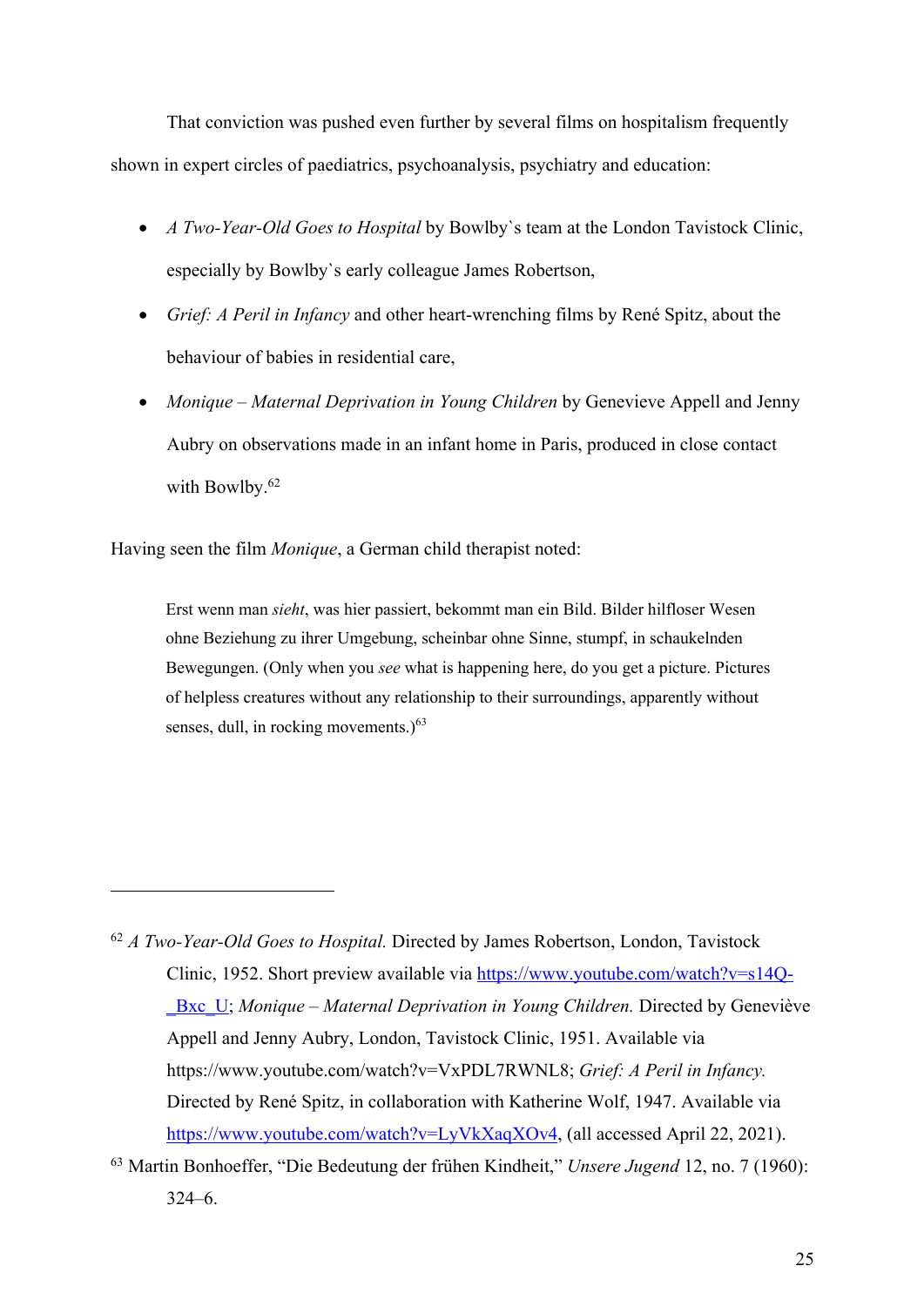That conviction was pushed even further by several films on hospitalism frequently shown in expert circles of paediatrics, psychoanalysis, psychiatry and education:

- *A Two-Year-Old Goes to Hospital* by Bowlby`s team at the London Tavistock Clinic, especially by Bowlby`s early colleague James Robertson,
- *Grief: A Peril in Infancy* and other heart-wrenching films by René Spitz, about the behaviour of babies in residential care,
- *Monique – Maternal Deprivation in Young Children* by Genevieve Appell and Jenny Aubry on observations made in an infant home in Paris, produced in close contact with Bowlby.[62]

Having seen the film *Monique*, a German child therapist noted:

> Erst wenn man *sieht*, was hier passiert, bekommt man ein Bild. Bilder hilfloser Wesen ohne Beziehung zu ihrer Umgebung, scheinbar ohne Sinne, stumpf, in schaukelnden Bewegungen. (Only when you *see* what is happening here, do you get a picture. Pictures of helpless creatures without any relationship to their surroundings, apparently without senses, dull, in rocking movements.)[63]

---

[62] *A Two-Year-Old Goes to Hospital.* Directed by James Robertson, London, Tavistock Clinic, 1952. Short preview available via [https://www.youtube.com/watch?v=s14Q-_Bxc_U](https://www.youtube.com/watch?v=s14Q-_Bxc_U); *Monique – Maternal Deprivation in Young Children.* Directed by Geneviève Appell and Jenny Aubry, London, Tavistock Clinic, 1951. Available via https://www.youtube.com/watch?v=VxPDL7RWNL8; *Grief: A Peril in Infancy.* Directed by René Spitz, in collaboration with Katherine Wolf, 1947. Available via [https://www.youtube.com/watch?v=LyVkXaqXOv4](https://www.youtube.com/watch?v=LyVkXaqXOv4), (all accessed April 22, 2021).

[63] Martin Bonhoeffer, "Die Bedeutung der frühen Kindheit," *Unsere Jugend* 12, no. 7 (1960): 324–6.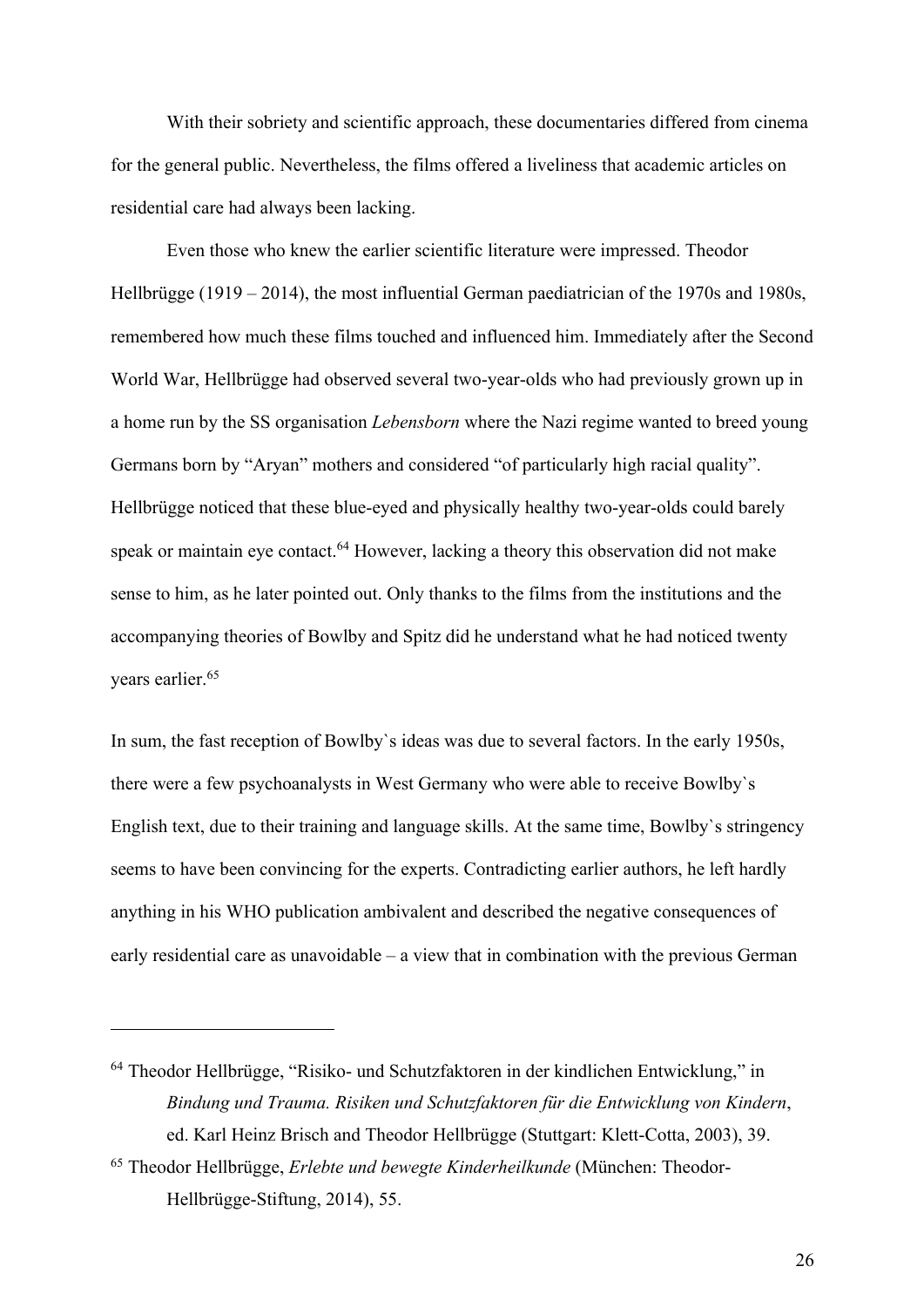With their sobriety and scientific approach, these documentaries differed from cinema for the general public. Nevertheless, the films offered a liveliness that academic articles on residential care had always been lacking.

Even those who knew the earlier scientific literature were impressed. Theodor Hellbrügge (1919 – 2014), the most influential German paediatrician of the 1970s and 1980s, remembered how much these films touched and influenced him. Immediately after the Second World War, Hellbrügge had observed several two-year-olds who had previously grown up in a home run by the SS organisation *Lebensborn* where the Nazi regime wanted to breed young Germans born by "Aryan" mothers and considered "of particularly high racial quality". Hellbrügge noticed that these blue-eyed and physically healthy two-year-olds could barely speak or maintain eye contact.[64] However, lacking a theory this observation did not make sense to him, as he later pointed out. Only thanks to the films from the institutions and the accompanying theories of Bowlby and Spitz did he understand what he had noticed twenty years earlier.[65]

In sum, the fast reception of Bowlby`s ideas was due to several factors. In the early 1950s, there were a few psychoanalysts in West Germany who were able to receive Bowlby`s English text, due to their training and language skills. At the same time, Bowlby`s stringency seems to have been convincing for the experts. Contradicting earlier authors, he left hardly anything in his WHO publication ambivalent and described the negative consequences of early residential care as unavoidable – a view that in combination with the previous German

---

[64] Theodor Hellbrügge, "Risiko- und Schutzfaktoren in der kindlichen Entwicklung," in *Bindung und Trauma. Risiken und Schutzfaktoren für die Entwicklung von Kindern*, ed. Karl Heinz Brisch and Theodor Hellbrügge (Stuttgart: Klett-Cotta, 2003), 39.

[65] Theodor Hellbrügge, *Erlebte und bewegte Kinderheilkunde* (München: Theodor-Hellbrügge-Stiftung, 2014), 55.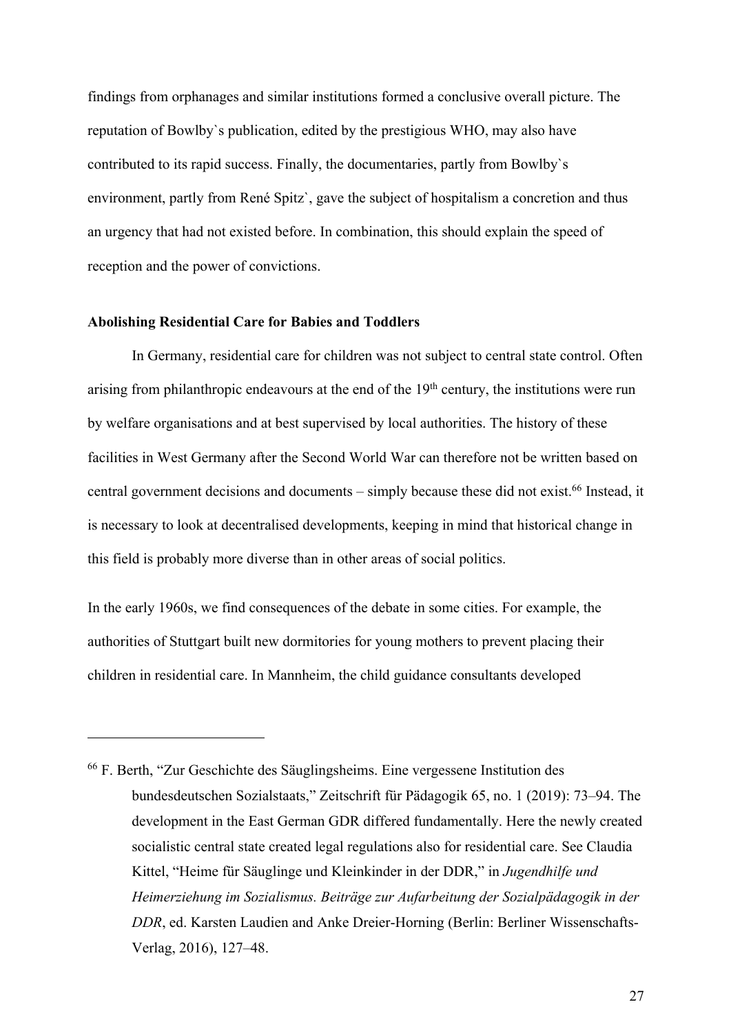findings from orphanages and similar institutions formed a conclusive overall picture. The reputation of Bowlby`s publication, edited by the prestigious WHO, may also have contributed to its rapid success. Finally, the documentaries, partly from Bowlby`s environment, partly from René Spitz`, gave the subject of hospitalism a concretion and thus an urgency that had not existed before. In combination, this should explain the speed of reception and the power of convictions.

**Abolishing Residential Care for Babies and Toddlers**

In Germany, residential care for children was not subject to central state control. Often arising from philanthropic endeavours at the end of the 19th century, the institutions were run by welfare organisations and at best supervised by local authorities. The history of these facilities in West Germany after the Second World War can therefore not be written based on central government decisions and documents – simply because these did not exist.[66] Instead, it is necessary to look at decentralised developments, keeping in mind that historical change in this field is probably more diverse than in other areas of social politics.

In the early 1960s, we find consequences of the debate in some cities. For example, the authorities of Stuttgart built new dormitories for young mothers to prevent placing their children in residential care. In Mannheim, the child guidance consultants developed

---

[66] F. Berth, "Zur Geschichte des Säuglingsheims. Eine vergessene Institution des bundesdeutschen Sozialstaats," Zeitschrift für Pädagogik 65, no. 1 (2019): 73–94. The development in the East German GDR differed fundamentally. Here the newly created socialistic central state created legal regulations also for residential care. See Claudia Kittel, "Heime für Säuglinge und Kleinkinder in der DDR," in *Jugendhilfe und Heimerziehung im Sozialismus. Beiträge zur Aufarbeitung der Sozialpädagogik in der DDR*, ed. Karsten Laudien and Anke Dreier-Horning (Berlin: Berliner Wissenschafts-Verlag, 2016), 127–48.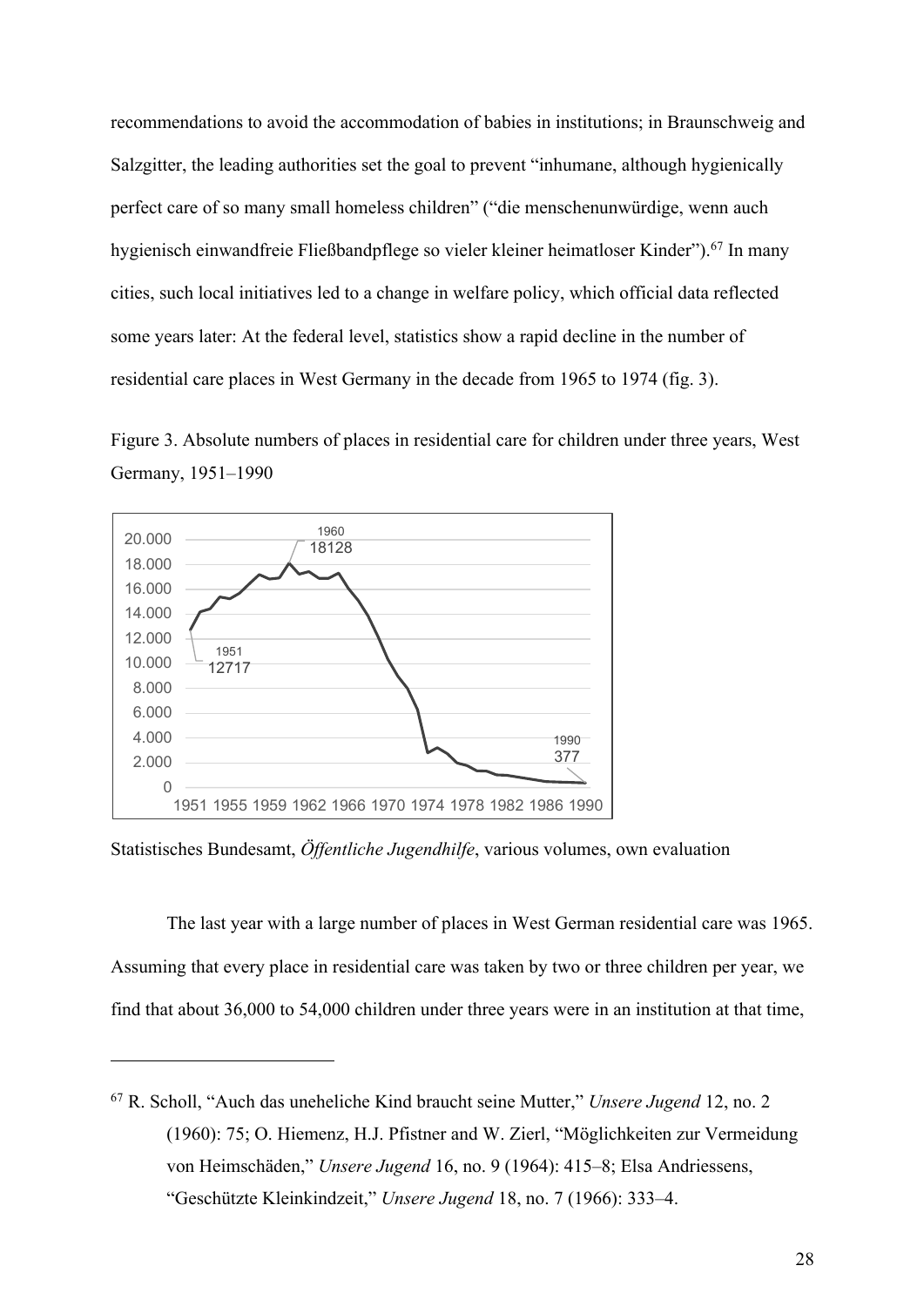recommendations to avoid the accommodation of babies in institutions; in Braunschweig and Salzgitter, the leading authorities set the goal to prevent "inhumane, although hygienically perfect care of so many small homeless children" ("die menschenunwürdige, wenn auch hygienisch einwandfreie Fließbandpflege so vieler kleiner heimatloser Kinder").[67] In many cities, such local initiatives led to a change in welfare policy, which official data reflected some years later: At the federal level, statistics show a rapid decline in the number of residential care places in West Germany in the decade from 1965 to 1974 (fig. 3).

Figure 3. Absolute numbers of places in residential care for children under three years, West Germany, 1951–1990

Statistisches Bundesamt, *Öffentliche Jugendhilfe*, various volumes, own evaluation

The last year with a large number of places in West German residential care was 1965. Assuming that every place in residential care was taken by two or three children per year, we find that about 36,000 to 54,000 children under three years were in an institution at that time,

---

[67] R. Scholl, "Auch das uneheliche Kind braucht seine Mutter," *Unsere Jugend* 12, no. 2 (1960): 75; O. Hiemenz, H.J. Pfistner and W. Zierl, "Möglichkeiten zur Vermeidung von Heimschäden," *Unsere Jugend* 16, no. 9 (1964): 415–8; Elsa Andriessens, "Geschützte Kleinkindzeit," *Unsere Jugend* 18, no. 7 (1966): 333–4.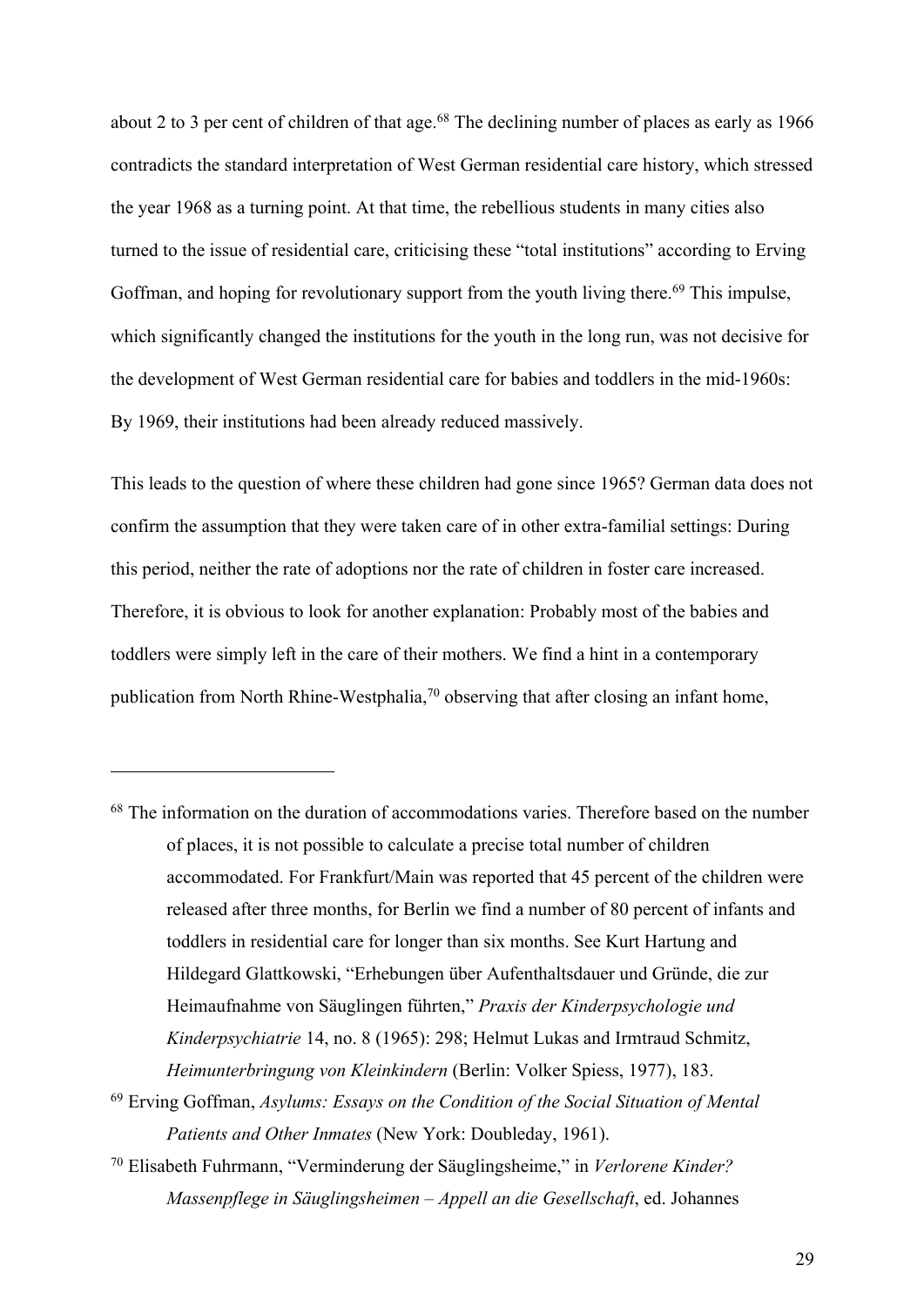about 2 to 3 per cent of children of that age.[68] The declining number of places as early as 1966 contradicts the standard interpretation of West German residential care history, which stressed the year 1968 as a turning point. At that time, the rebellious students in many cities also turned to the issue of residential care, criticising these "total institutions" according to Erving Goffman, and hoping for revolutionary support from the youth living there.[69] This impulse, which significantly changed the institutions for the youth in the long run, was not decisive for the development of West German residential care for babies and toddlers in the mid-1960s: By 1969, their institutions had been already reduced massively.

This leads to the question of where these children had gone since 1965? German data does not confirm the assumption that they were taken care of in other extra-familial settings: During this period, neither the rate of adoptions nor the rate of children in foster care increased. Therefore, it is obvious to look for another explanation: Probably most of the babies and toddlers were simply left in the care of their mothers. We find a hint in a contemporary publication from North Rhine-Westphalia,[70] observing that after closing an infant home,

---

[68] The information on the duration of accommodations varies. Therefore based on the number of places, it is not possible to calculate a precise total number of children accommodated. For Frankfurt/Main was reported that 45 percent of the children were released after three months, for Berlin we find a number of 80 percent of infants and toddlers in residential care for longer than six months. See Kurt Hartung and Hildegard Glattkowski, "Erhebungen über Aufenthaltsdauer und Gründe, die zur Heimaufnahme von Säuglingen führten," *Praxis der Kinderpsychologie und Kinderpsychiatrie* 14, no. 8 (1965): 298; Helmut Lukas and Irmtraud Schmitz, *Heimunterbringung von Kleinkindern* (Berlin: Volker Spiess, 1977), 183.

[69] Erving Goffman, *Asylums: Essays on the Condition of the Social Situation of Mental Patients and Other Inmates* (New York: Doubleday, 1961).

[70] Elisabeth Fuhrmann, "Verminderung der Säuglingsheime," in *Verlorene Kinder? Massenpflege in Säuglingsheimen – Appell an die Gesellschaft*, ed. Johannes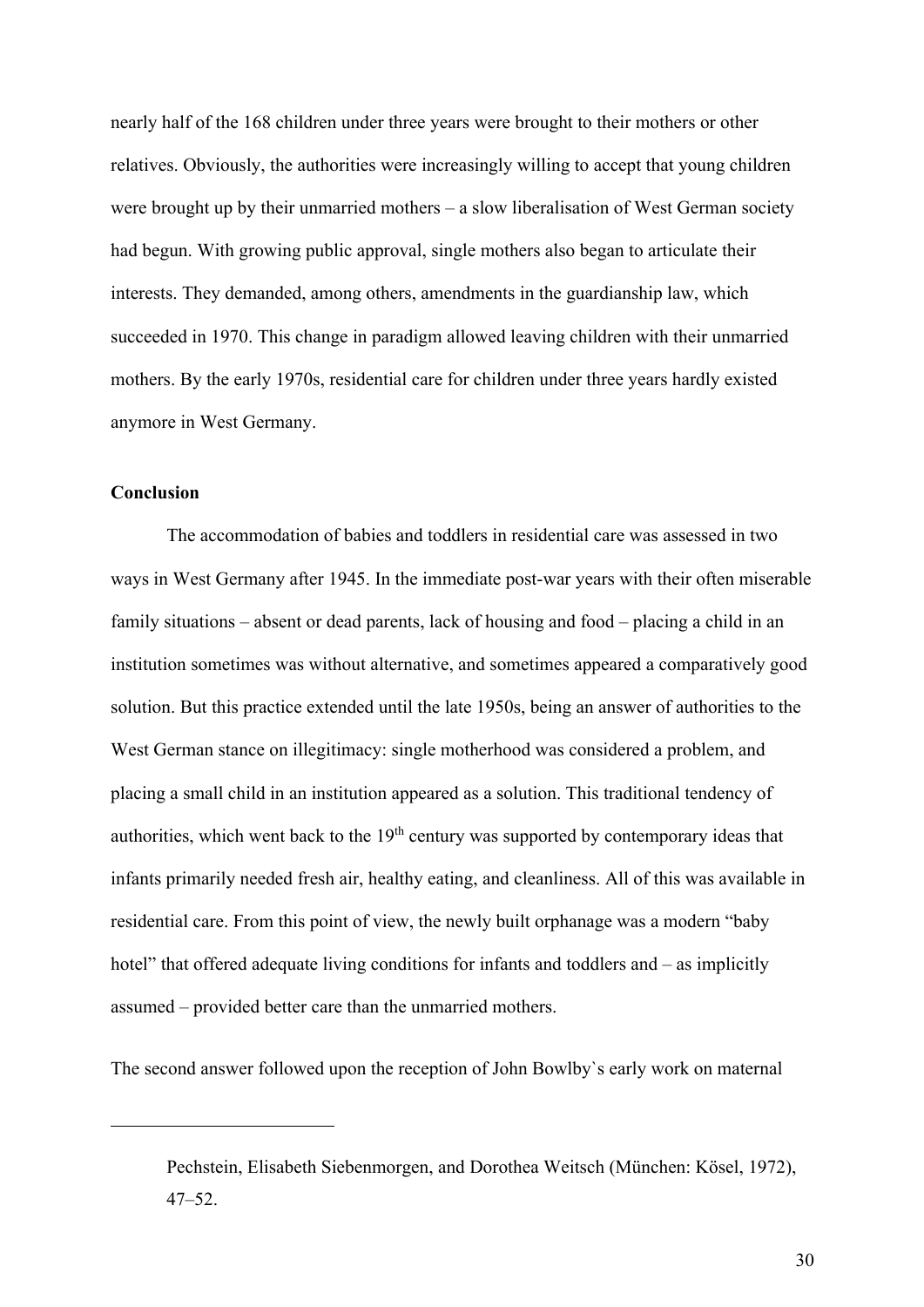nearly half of the 168 children under three years were brought to their mothers or other relatives. Obviously, the authorities were increasingly willing to accept that young children were brought up by their unmarried mothers – a slow liberalisation of West German society had begun. With growing public approval, single mothers also began to articulate their interests. They demanded, among others, amendments in the guardianship law, which succeeded in 1970. This change in paradigm allowed leaving children with their unmarried mothers. By the early 1970s, residential care for children under three years hardly existed anymore in West Germany.

**Conclusion**

The accommodation of babies and toddlers in residential care was assessed in two ways in West Germany after 1945. In the immediate post-war years with their often miserable family situations – absent or dead parents, lack of housing and food – placing a child in an institution sometimes was without alternative, and sometimes appeared a comparatively good solution. But this practice extended until the late 1950s, being an answer of authorities to the West German stance on illegitimacy: single motherhood was considered a problem, and placing a small child in an institution appeared as a solution. This traditional tendency of authorities, which went back to the 19th century was supported by contemporary ideas that infants primarily needed fresh air, healthy eating, and cleanliness. All of this was available in residential care. From this point of view, the newly built orphanage was a modern "baby hotel" that offered adequate living conditions for infants and toddlers and – as implicitly assumed – provided better care than the unmarried mothers.

The second answer followed upon the reception of John Bowlby`s early work on maternal

---

Pechstein, Elisabeth Siebenmorgen, and Dorothea Weitsch (München: Kösel, 1972), 47–52.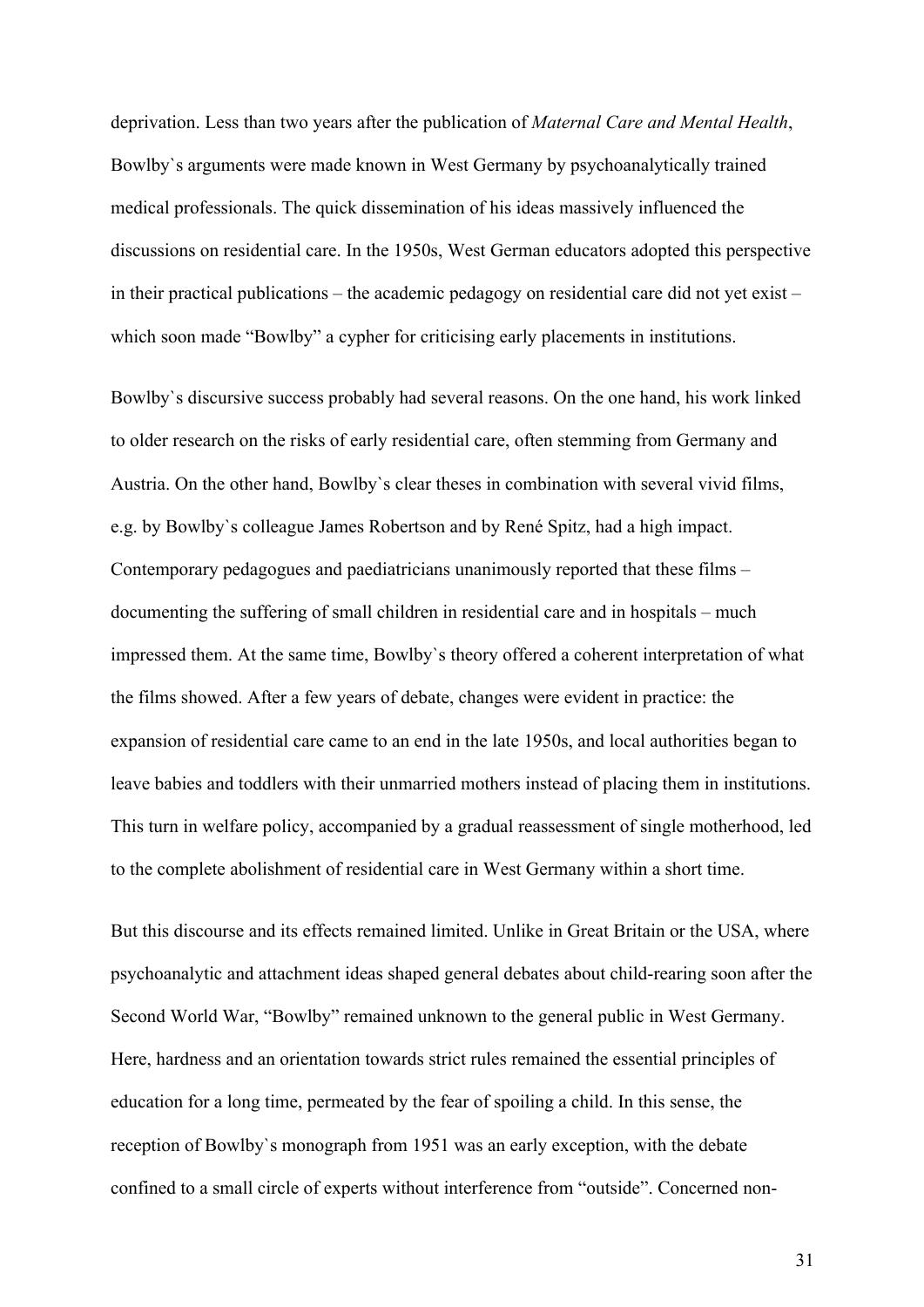deprivation. Less than two years after the publication of *Maternal Care and Mental Health*, Bowlby`s arguments were made known in West Germany by psychoanalytically trained medical professionals. The quick dissemination of his ideas massively influenced the discussions on residential care. In the 1950s, West German educators adopted this perspective in their practical publications – the academic pedagogy on residential care did not yet exist – which soon made "Bowlby" a cypher for criticising early placements in institutions.

Bowlby`s discursive success probably had several reasons. On the one hand, his work linked to older research on the risks of early residential care, often stemming from Germany and Austria. On the other hand, Bowlby`s clear theses in combination with several vivid films, e.g. by Bowlby`s colleague James Robertson and by René Spitz, had a high impact. Contemporary pedagogues and paediatricians unanimously reported that these films – documenting the suffering of small children in residential care and in hospitals – much impressed them. At the same time, Bowlby`s theory offered a coherent interpretation of what the films showed. After a few years of debate, changes were evident in practice: the expansion of residential care came to an end in the late 1950s, and local authorities began to leave babies and toddlers with their unmarried mothers instead of placing them in institutions. This turn in welfare policy, accompanied by a gradual reassessment of single motherhood, led to the complete abolishment of residential care in West Germany within a short time.

But this discourse and its effects remained limited. Unlike in Great Britain or the USA, where psychoanalytic and attachment ideas shaped general debates about child-rearing soon after the Second World War, "Bowlby" remained unknown to the general public in West Germany. Here, hardness and an orientation towards strict rules remained the essential principles of education for a long time, permeated by the fear of spoiling a child. In this sense, the reception of Bowlby`s monograph from 1951 was an early exception, with the debate confined to a small circle of experts without interference from "outside". Concerned non-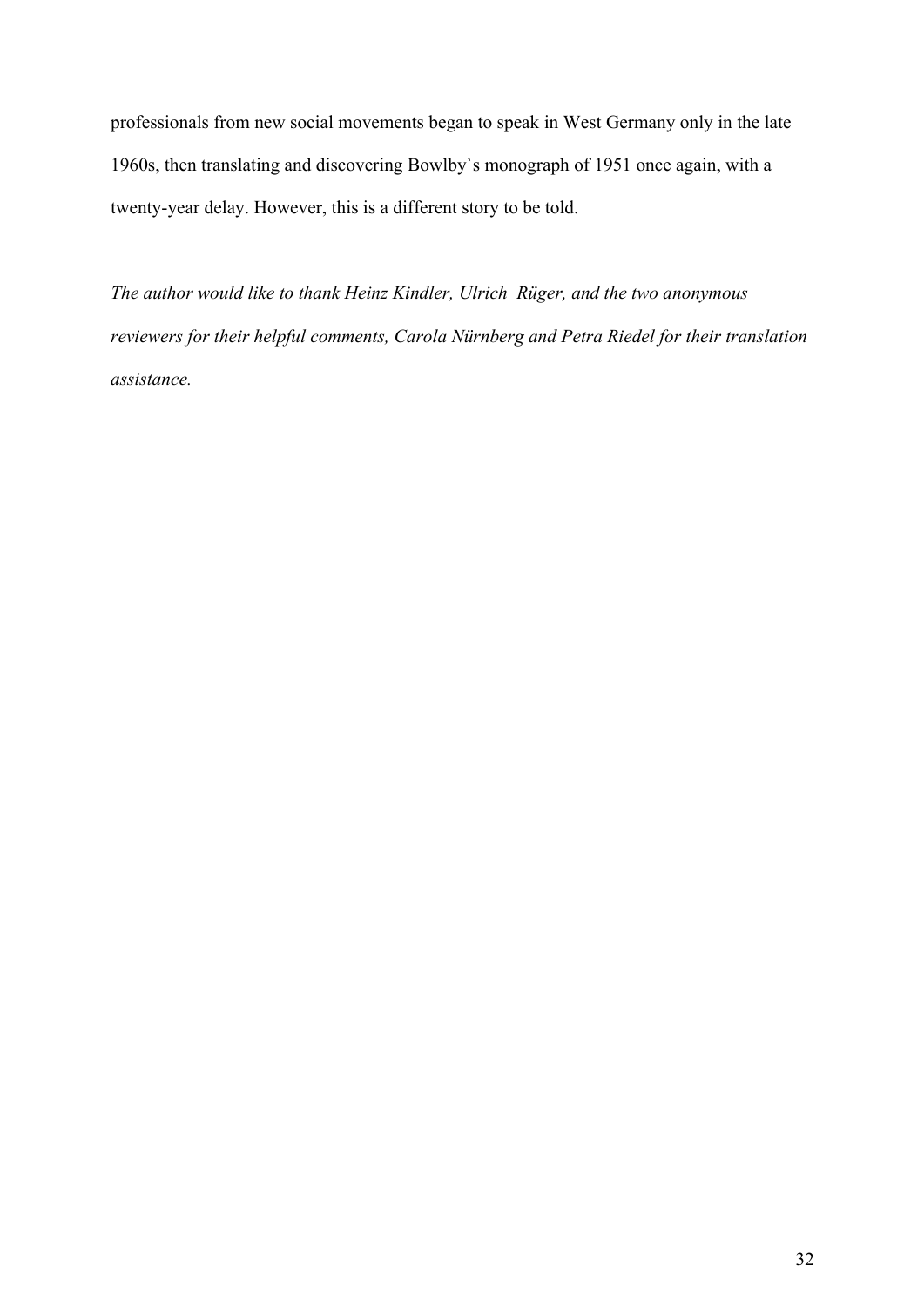professionals from new social movements began to speak in West Germany only in the late 1960s, then translating and discovering Bowlby`s monograph of 1951 once again, with a twenty-year delay. However, this is a different story to be told.

*The author would like to thank Heinz Kindler, Ulrich Rüger, and the two anonymous reviewers for their helpful comments, Carola Nürnberg and Petra Riedel for their translation assistance.*